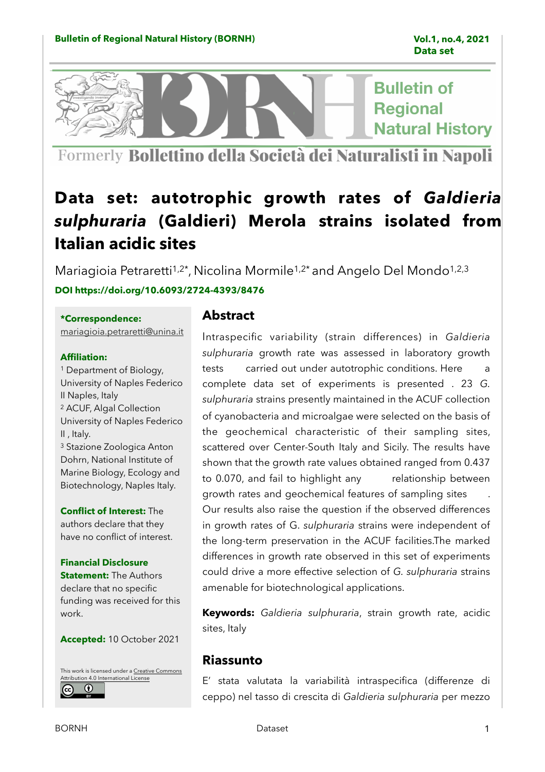Formerly **Bollettino della Società dei Naturalisti in Napoli**

# Data set: autotrophic growth rates of *Galdieria sulphuraria* (Galdieri) Merola strains isolated from Italian acidic sites

Mariagioia Petraretti[1,2*], Nicolina Mormile[1,2*] and Angelo Del Mondo[1,2,3]

**DOI https://doi.org/10.6093/2724-4393/8476**

**\*Correspondence:** mariagioia.petraretti@unina.it

**Affiliation:**
[1] Department of Biology, University of Naples Federico II Naples, Italy
[2] ACUF, Algal Collection University of Naples Federico II , Italy.
[3] Stazione Zoologica Anton Dohrn, National Institute of Marine Biology, Ecology and Biotechnology, Naples Italy.

**Conflict of Interest:** The authors declare that they have no conflict of interest.

**Financial Disclosure Statement:** The Authors declare that no specific funding was received for this work.

**Accepted:** 10 October 2021

This work is licensed under a Creative Commons Attribution 4.0 International License

## Abstract

Intraspecific variability (strain differences) in *Galdieria sulphuraria* growth rate was assessed in laboratory growth tests carried out under autotrophic conditions. Here a complete data set of experiments is presented . 23 *G. sulphuraria* strains presently maintained in the ACUF collection of cyanobacteria and microalgae were selected on the basis of the geochemical characteristic of their sampling sites, scattered over Center-South Italy and Sicily. The results have shown that the growth rate values obtained ranged from 0.437 to 0.070, and fail to highlight any relationship between growth rates and geochemical features of sampling sites . Our results also raise the question if the observed differences in growth rates of G. *sulphuraria* strains were independent of the long-term preservation in the ACUF facilities.The marked differences in growth rate observed in this set of experiments could drive a more effective selection of *G. sulphuraria* strains amenable for biotechnological applications.

**Keywords:** *Galdieria sulphuraria*, strain growth rate, acidic sites, Italy

## Riassunto

E' stata valutata la variabilità intraspecifica (differenze di ceppo) nel tasso di crescita di *Galdieria sulphuraria* per mezzo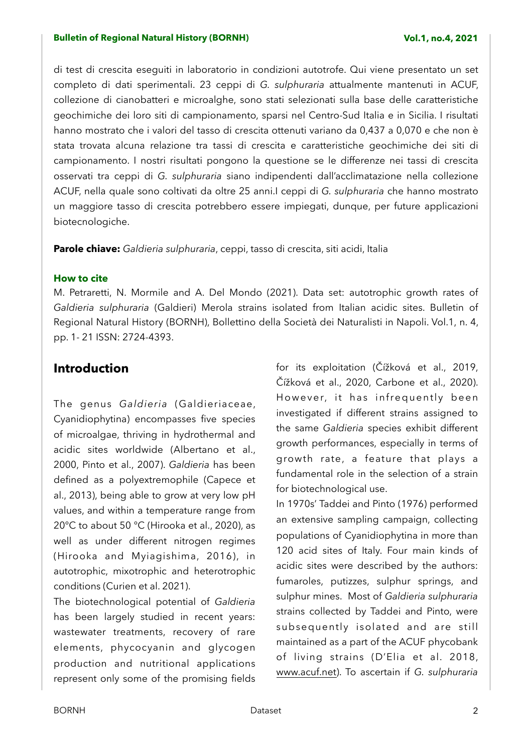di test di crescita eseguiti in laboratorio in condizioni autotrofe. Qui viene presentato un set completo di dati sperimentali. 23 ceppi di *G. sulphuraria* attualmente mantenuti in ACUF, collezione di cianobatteri e microalghe, sono stati selezionati sulla base delle caratteristiche geochimiche dei loro siti di campionamento, sparsi nel Centro-Sud Italia e in Sicilia. I risultati hanno mostrato che i valori del tasso di crescita ottenuti variano da 0,437 a 0,070 e che non è stata trovata alcuna relazione tra tassi di crescita e caratteristiche geochimiche dei siti di campionamento. I nostri risultati pongono la questione se le differenze nei tassi di crescita osservati tra ceppi di *G. sulphuraria* siano indipendenti dall'acclimatazione nella collezione ACUF, nella quale sono coltivati da oltre 25 anni.I ceppi di *G. sulphuraria* che hanno mostrato un maggiore tasso di crescita potrebbero essere impiegati, dunque, per future applicazioni biotecnologiche.

**Parole chiave:** *Galdieria sulphuraria*, ceppi, tasso di crescita, siti acidi, Italia

**How to cite**

M. Petraretti, N. Mormile and A. Del Mondo (2021). Data set: autotrophic growth rates of *Galdieria sulphuraria* (Galdieri) Merola strains isolated from Italian acidic sites. Bulletin of Regional Natural History (BORNH), Bollettino della Società dei Naturalisti in Napoli. Vol.1, n. 4, pp. 1- 21 ISSN: 2724-4393.

## Introduction

The genus *Galdieria* (Galdieriaceae, Cyanidiophytina) encompasses five species of microalgae, thriving in hydrothermal and acidic sites worldwide (Albertano et al., 2000, Pinto et al., 2007). *Galdieria* has been defined as a polyextremophile (Capece et al., 2013), being able to grow at very low pH values, and within a temperature range from 20°C to about 50 °C (Hirooka et al., 2020), as well as under different nitrogen regimes (Hirooka and Myiagishima, 2016), in autotrophic, mixotrophic and heterotrophic conditions (Curien et al. 2021).

The biotechnological potential of *Galdieria* has been largely studied in recent years: wastewater treatments, recovery of rare elements, phycocyanin and glycogen production and nutritional applications represent only some of the promising fields for its exploitation (Čížková et al., 2019, Čížková et al., 2020, Carbone et al., 2020). However, it has infrequently been investigated if different strains assigned to the same *Galdieria* species exhibit different growth performances, especially in terms of growth rate, a feature that plays a fundamental role in the selection of a strain for biotechnological use.

In 1970s' Taddei and Pinto (1976) performed an extensive sampling campaign, collecting populations of Cyanidiophytina in more than 120 acid sites of Italy. Four main kinds of acidic sites were described by the authors: fumaroles, putizzes, sulphur springs, and sulphur mines. Most of *Galdieria sulphuraria* strains collected by Taddei and Pinto, were subsequently isolated and are still maintained as a part of the ACUF phycobank of living strains (D'Elia et al. 2018, www.acuf.net). To ascertain if *G. sulphuraria*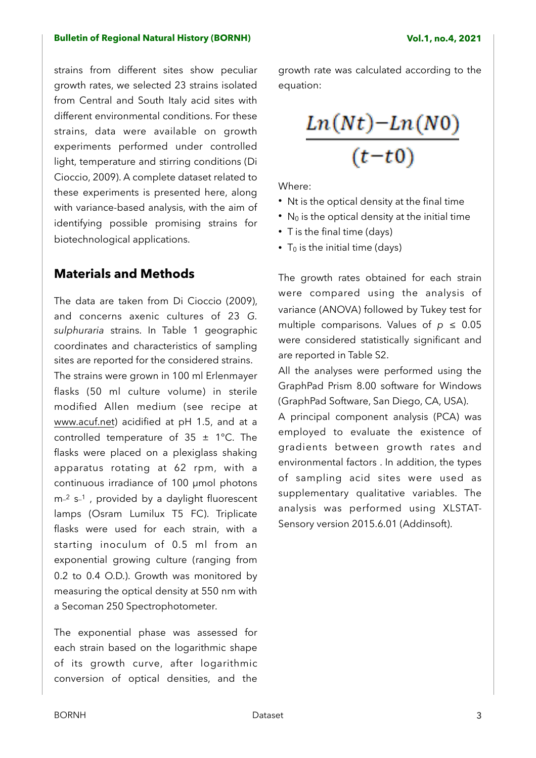strains from different sites show peculiar growth rates, we selected 23 strains isolated from Central and South Italy acid sites with different environmental conditions. For these strains, data were available on growth experiments performed under controlled light, temperature and stirring conditions (Di Cioccio, 2009). A complete dataset related to these experiments is presented here, along with variance-based analysis, with the aim of identifying possible promising strains for biotechnological applications.

## Materials and Methods

The data are taken from Di Cioccio (2009), and concerns axenic cultures of 23 *G. sulphuraria* strains. In Table 1 geographic coordinates and characteristics of sampling sites are reported for the considered strains.

The strains were grown in 100 ml Erlenmayer flasks (50 ml culture volume) in sterile modified Allen medium (see recipe at www.acuf.net) acidified at pH 1.5, and at a controlled temperature of 35 ± 1°C. The flasks were placed on a plexiglass shaking apparatus rotating at 62 rpm, with a continuous irradiance of 100 μmol photons $m^{-2}$ $s^{-1}$ , provided by a daylight fluorescent lamps (Osram Lumilux T5 FC). Triplicate flasks were used for each strain, with a starting inoculum of 0.5 ml from an exponential growing culture (ranging from 0.2 to 0.4 O.D.). Growth was monitored by measuring the optical density at 550 nm with a Secoman 250 Spectrophotometer.

The exponential phase was assessed for each strain based on the logarithmic shape of its growth curve, after logarithmic conversion of optical densities, and the growth rate was calculated according to the equation:

$$\frac{Ln(Nt) - Ln(N0)}{(t - t0)}$$

Where:

- Nt is the optical density at the final time
- $N_0$ is the optical density at the initial time
- T is the final time (days)
- $T_0$ is the initial time (days)

The growth rates obtained for each strain were compared using the analysis of variance (ANOVA) followed by Tukey test for multiple comparisons. Values of $p \leq 0.05$ were considered statistically significant and are reported in Table S2.

All the analyses were performed using the GraphPad Prism 8.00 software for Windows (GraphPad Software, San Diego, CA, USA).

A principal component analysis (PCA) was employed to evaluate the existence of gradients between growth rates and environmental factors . In addition, the types of sampling acid sites were used as supplementary qualitative variables. The analysis was performed using XLSTAT-Sensory version 2015.6.01 (Addinsoft).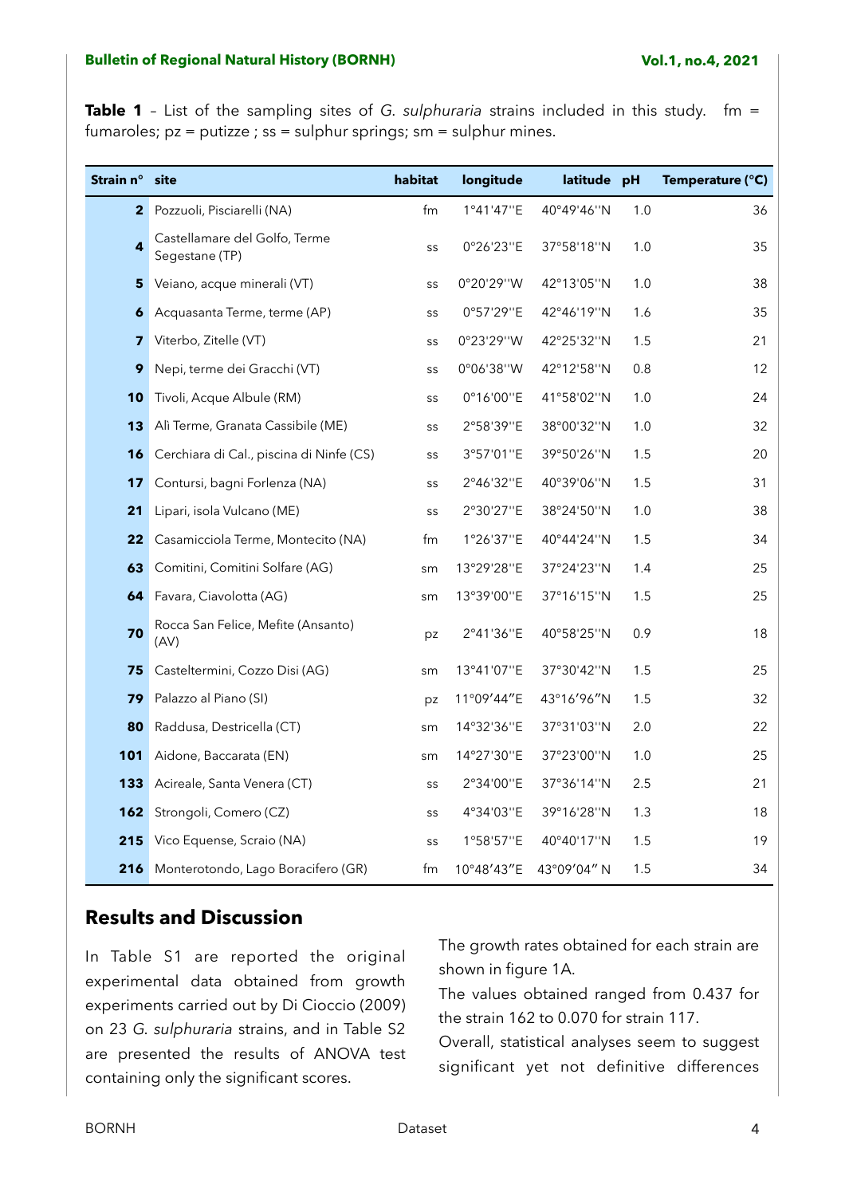**Table 1** – List of the sampling sites of *G. sulphuraria* strains included in this study. fm = fumaroles; pz = putizze ; ss = sulphur springs; sm = sulphur mines.

| Strain n° | site | habitat | longitude | latitude | pH | Temperature (°C) |
|---|---|---|---|---|---|---|
| **2** | Pozzuoli, Pisciarelli (NA) | fm | 1°41'47''E | 40°49'46''N | 1.0 | 36 |
| **4** | Castellamare del Golfo, Terme Segestane (TP) | ss | 0°26'23''E | 37°58'18''N | 1.0 | 35 |
| **5** | Veiano, acque minerali (VT) | ss | 0°20'29''W | 42°13'05''N | 1.0 | 38 |
| **6** | Acquasanta Terme, terme (AP) | ss | 0°57'29''E | 42°46'19''N | 1.6 | 35 |
| **7** | Viterbo, Zitelle (VT) | ss | 0°23'29''W | 42°25'32''N | 1.5 | 21 |
| **9** | Nepi, terme dei Gracchi (VT) | ss | 0°06'38''W | 42°12'58''N | 0.8 | 12 |
| **10** | Tivoli, Acque Albule (RM) | ss | 0°16'00''E | 41°58'02''N | 1.0 | 24 |
| **13** | Alì Terme, Granata Cassibile (ME) | ss | 2°58'39''E | 38°00'32''N | 1.0 | 32 |
| **16** | Cerchiara di Cal., piscina di Ninfe (CS) | ss | 3°57'01''E | 39°50'26''N | 1.5 | 20 |
| **17** | Contursi, bagni Forlenza (NA) | ss | 2°46'32''E | 40°39'06''N | 1.5 | 31 |
| **21** | Lipari, isola Vulcano (ME) | ss | 2°30'27''E | 38°24'50''N | 1.0 | 38 |
| **22** | Casamicciola Terme, Montecito (NA) | fm | 1°26'37''E | 40°44'24''N | 1.5 | 34 |
| **63** | Comitini, Comitini Solfare (AG) | sm | 13°29'28''E | 37°24'23''N | 1.4 | 25 |
| **64** | Favara, Ciavolotta (AG) | sm | 13°39'00''E | 37°16'15''N | 1.5 | 25 |
| **70** | Rocca San Felice, Mefite (Ansanto) (AV) | pz | 2°41'36''E | 40°58'25''N | 0.9 | 18 |
| **75** | Casteltermini, Cozzo Disi (AG) | sm | 13°41'07''E | 37°30'42''N | 1.5 | 25 |
| **79** | Palazzo al Piano (SI) | pz | 11°09′44″E | 43°16′96″N | 1.5 | 32 |
| **80** | Raddusa, Destricella (CT) | sm | 14°32'36''E | 37°31'03''N | 2.0 | 22 |
| **101** | Aidone, Baccarata (EN) | sm | 14°27'30''E | 37°23'00''N | 1.0 | 25 |
| **133** | Acireale, Santa Venera (CT) | ss | 2°34'00''E | 37°36'14''N | 2.5 | 21 |
| **162** | Strongoli, Comero (CZ) | ss | 4°34'03''E | 39°16'28''N | 1.3 | 18 |
| **215** | Vico Equense, Scraio (NA) | ss | 1°58'57''E | 40°40'17''N | 1.5 | 19 |
| **216** | Monterotondo, Lago Boracifero (GR) | fm | 10°48′43″E | 43°09′04″ N | 1.5 | 34 |

## Results and Discussion

In Table S1 are reported the original experimental data obtained from growth experiments carried out by Di Cioccio (2009) on 23 *G. sulphuraria* strains, and in Table S2 are presented the results of ANOVA test containing only the significant scores.

The growth rates obtained for each strain are shown in figure 1A.

The values obtained ranged from 0.437 for the strain 162 to 0.070 for strain 117.

Overall, statistical analyses seem to suggest significant yet not definitive differences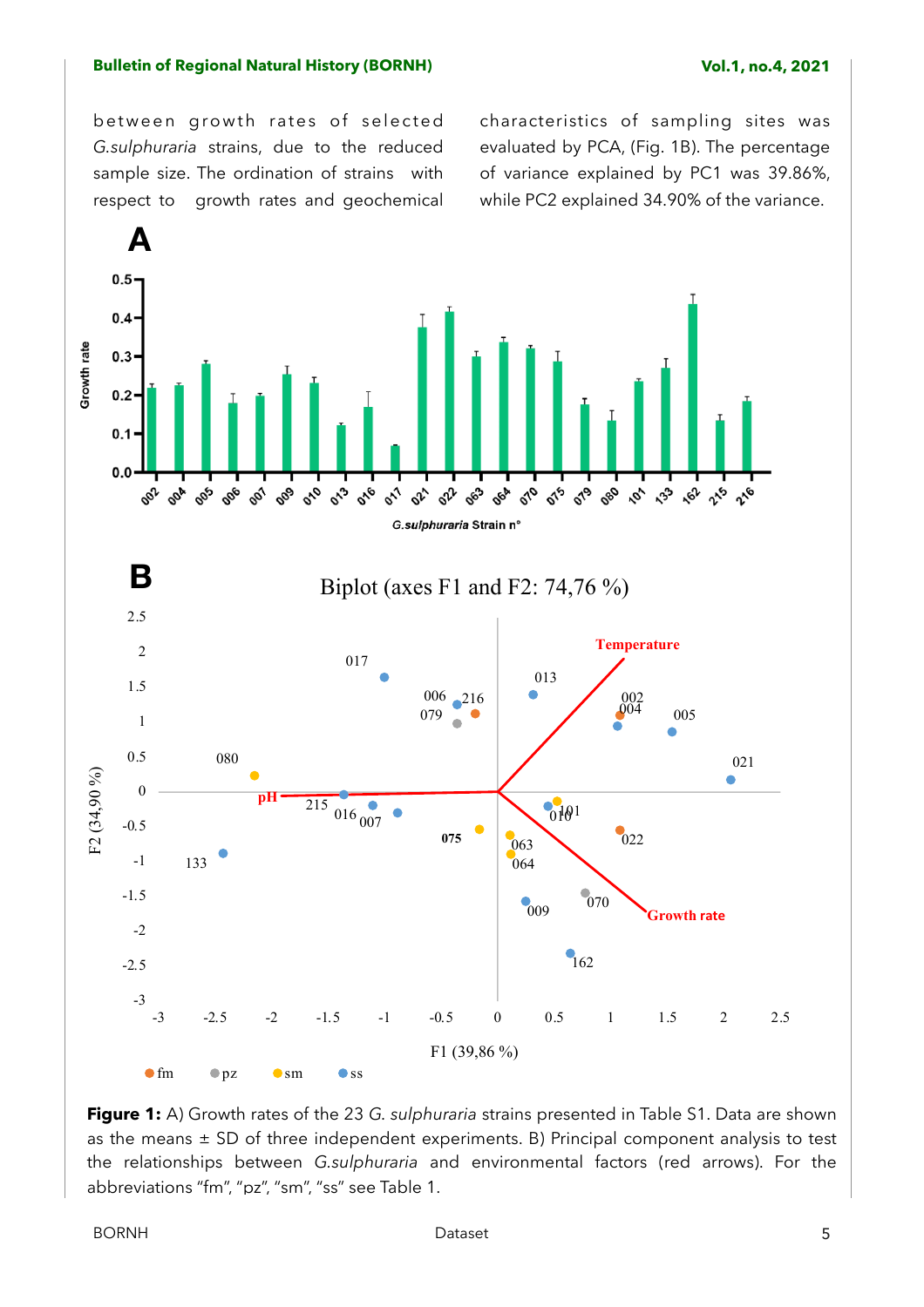between growth rates of selected *G.sulphuraria* strains, due to the reduced sample size. The ordination of strains with respect to growth rates and geochemical characteristics of sampling sites was evaluated by PCA, (Fig. 1B). The percentage of variance explained by PC1 was 39.86%, while PC2 explained 34.90% of the variance.

**Figure 1:** A) Growth rates of the 23 *G. sulphuraria* strains presented in Table S1. Data are shown as the means ± SD of three independent experiments. B) Principal component analysis to test the relationships between *G.sulphuraria* and environmental factors (red arrows). For the abbreviations "fm", "pz", "sm", "ss" see Table 1.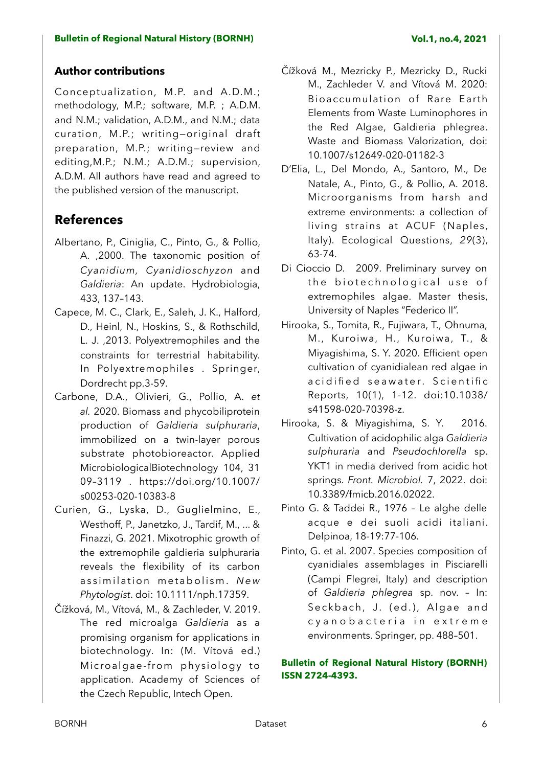## Author contributions

Conceptualization, M.P. and A.D.M.; methodology, M.P.; software, M.P. ; A.D.M. and N.M.; validation, A.D.M., and N.M.; data curation, M.P.; writing—original draft preparation, M.P.; writing—review and editing,M.P.; N.M.; A.D.M.; supervision, A.D.M. All authors have read and agreed to the published version of the manuscript.

## References

Albertano, P., Ciniglia, C., Pinto, G., & Pollio, A. ,2000. The taxonomic position of *Cyanidium, Cyanidioschyzon* and *Galdieria*: An update. Hydrobiologia, 433, 137–143.

Capece, M. C., Clark, E., Saleh, J. K., Halford, D., Heinl, N., Hoskins, S., & Rothschild, L. J. ,2013. Polyextremophiles and the constraints for terrestrial habitability. In Polyextremophiles . Springer, Dordrecht pp.3-59.

Carbone, D.A., Olivieri, G., Pollio, A. *et al.* 2020. Biomass and phycobiliprotein production of *Galdieria sulphuraria*, immobilized on a twin-layer porous substrate photobioreactor. Applied MicrobiologicalBiotechnology 104, 31 09–3119 . https://doi.org/10.1007/s00253-020-10383-8

Curien, G., Lyska, D., Guglielmino, E., Westhoff, P., Janetzko, J., Tardif, M., ... & Finazzi, G. 2021. Mixotrophic growth of the extremophile galdieria sulphuraria reveals the flexibility of its carbon assimilation metabolism. *New Phytologist*. doi: 10.1111/nph.17359.

Čížková, M., Vítová, M., & Zachleder, V. 2019. The red microalga *Galdieria* as a promising organism for applications in biotechnology. In: (M. Vítová ed.) Microalgae-from physiology to application. Academy of Sciences of the Czech Republic, Intech Open.

Čížková M., Mezricky P., Mezricky D., Rucki M., Zachleder V. and Vítová M. 2020: Bioaccumulation of Rare Earth Elements from Waste Luminophores in the Red Algae, Galdieria phlegrea. Waste and Biomass Valorization, doi: 10.1007/s12649-020-01182-3

D'Elia, L., Del Mondo, A., Santoro, M., De Natale, A., Pinto, G., & Pollio, A. 2018. Microorganisms from harsh and extreme environments: a collection of living strains at ACUF (Naples, Italy). Ecological Questions, *29*(3), 63-74.

Di Cioccio D. 2009. Preliminary survey on the biotechnological use of extremophiles algae. Master thesis, University of Naples "Federico II".

Hirooka, S., Tomita, R., Fujiwara, T., Ohnuma, M., Kuroiwa, H., Kuroiwa, T., & Miyagishima, S. Y. 2020. Efficient open cultivation of cyanidialean red algae in acidified seawater. Scientific Reports, 10(1), 1-12. doi:10.1038/s41598-020-70398-z.

Hirooka, S. & Miyagishima, S. Y. 2016. Cultivation of acidophilic alga *Galdieria sulphuraria* and *Pseudochlorella* sp. YKT1 in media derived from acidic hot springs. *Front. Microbiol.* 7, 2022. doi: 10.3389/fmicb.2016.02022.

Pinto G. & Taddei R., 1976 – Le alghe delle acque e dei suoli acidi italiani. Delpinoa, 18-19:77-106.

Pinto, G. et al. 2007. Species composition of cyanidiales assemblages in Pisciarelli (Campi Flegrei, Italy) and description of *Galdieria phlegrea* sp. nov. – In: Seckbach, J. (ed.), Algae and cyanobacteria in extreme environments. Springer, pp. 488–501.

**Bulletin of Regional Natural History (BORNH) ISSN 2724-4393.**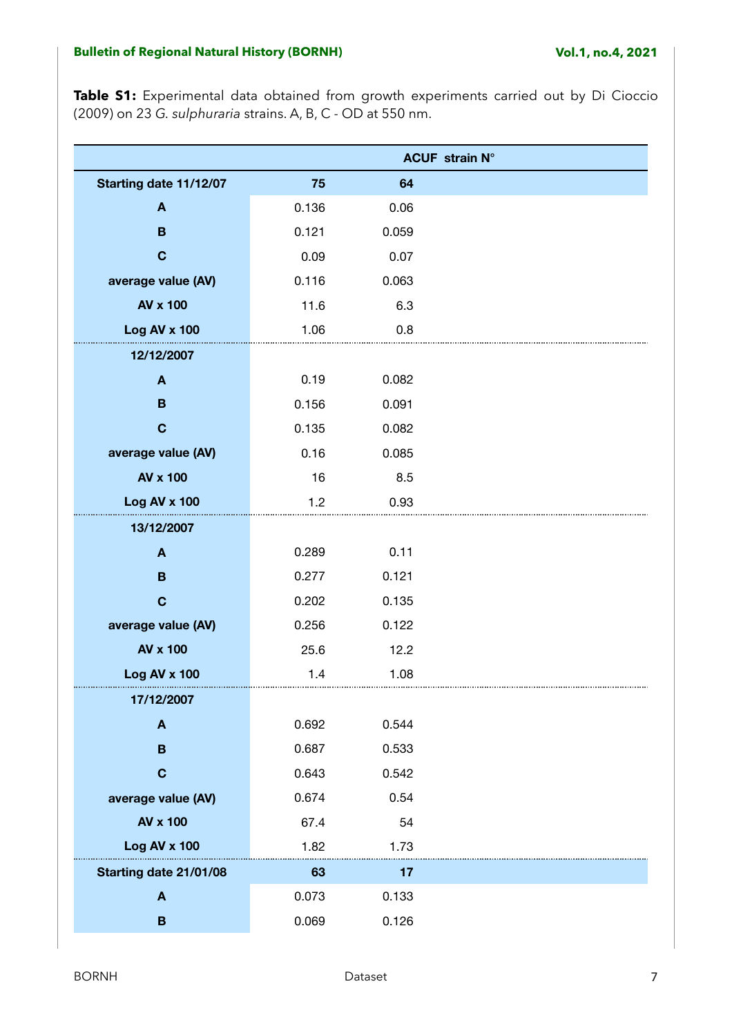**Table S1:** Experimental data obtained from growth experiments carried out by Di Cioccio (2009) on 23 *G. sulphuraria* strains. A, B, C - OD at 550 nm.

| | ACUF strain N° | |
|---|---|---|
| **Starting date 11/12/07** | **75** | **64** |
| **A** | 0.136 | 0.06 |
| **B** | 0.121 | 0.059 |
| **C** | 0.09 | 0.07 |
| **average value (AV)** | 0.116 | 0.063 |
| **AV x 100** | 11.6 | 6.3 |
| **Log AV x 100** | 1.06 | 0.8 |
| **12/12/2007** | | |
| **A** | 0.19 | 0.082 |
| **B** | 0.156 | 0.091 |
| **C** | 0.135 | 0.082 |
| **average value (AV)** | 0.16 | 0.085 |
| **AV x 100** | 16 | 8.5 |
| **Log AV x 100** | 1.2 | 0.93 |
| **13/12/2007** | | |
| **A** | 0.289 | 0.11 |
| **B** | 0.277 | 0.121 |
| **C** | 0.202 | 0.135 |
| **average value (AV)** | 0.256 | 0.122 |
| **AV x 100** | 25.6 | 12.2 |
| **Log AV x 100** | 1.4 | 1.08 |
| **17/12/2007** | | |
| **A** | 0.692 | 0.544 |
| **B** | 0.687 | 0.533 |
| **C** | 0.643 | 0.542 |
| **average value (AV)** | 0.674 | 0.54 |
| **AV x 100** | 67.4 | 54 |
| **Log AV x 100** | 1.82 | 1.73 |
| **Starting date 21/01/08** | **63** | **17** |
| **A** | 0.073 | 0.133 |
| **B** | 0.069 | 0.126 |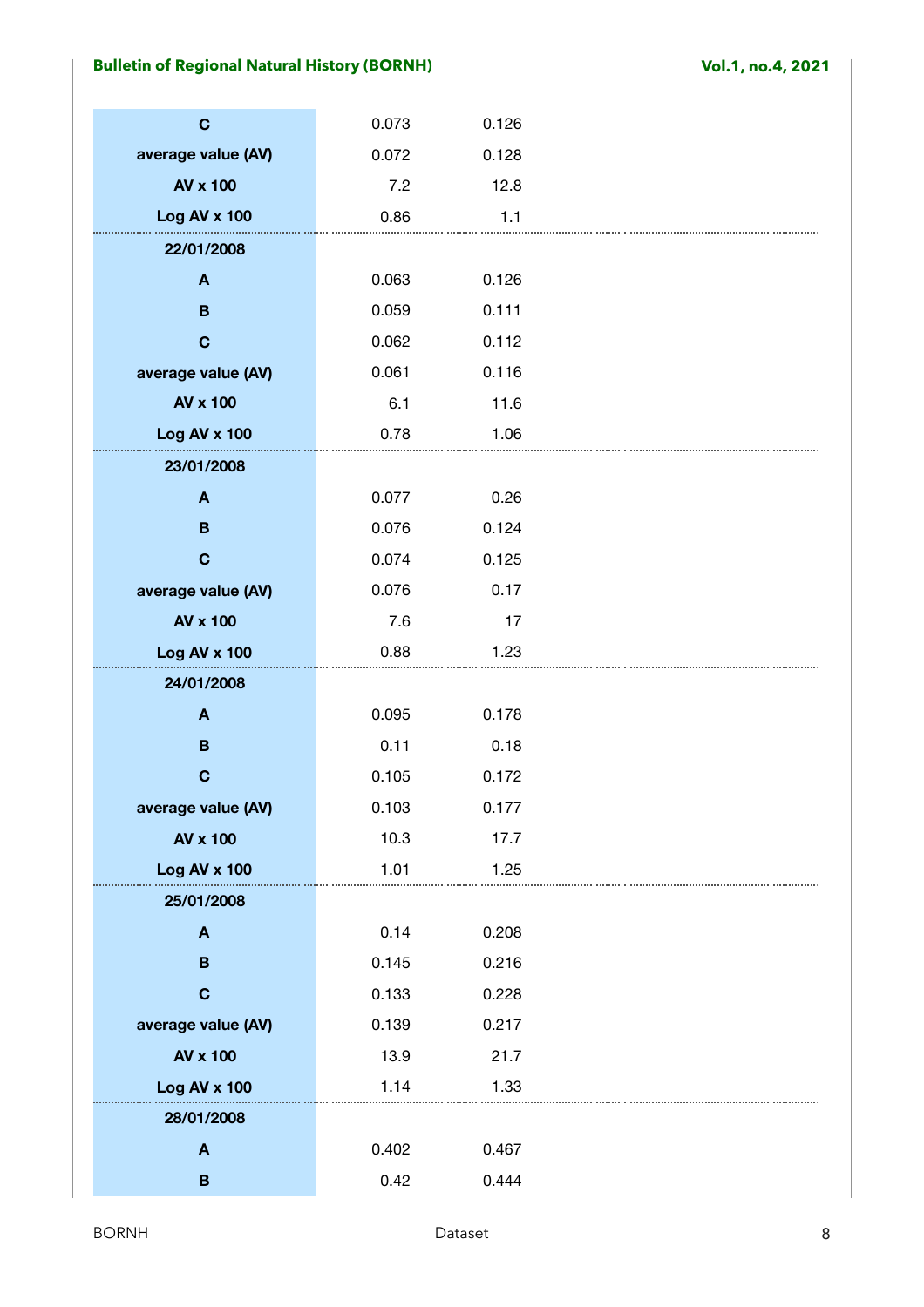| | | |
|---|---|---|
| **C** | 0.073 | 0.126 |
| **average value (AV)** | 0.072 | 0.128 |
| **AV x 100** | 7.2 | 12.8 |
| **Log AV x 100** | 0.86 | 1.1 |
| **22/01/2008** | | |
| **A** | 0.063 | 0.126 |
| **B** | 0.059 | 0.111 |
| **C** | 0.062 | 0.112 |
| **average value (AV)** | 0.061 | 0.116 |
| **AV x 100** | 6.1 | 11.6 |
| **Log AV x 100** | 0.78 | 1.06 |
| **23/01/2008** | | |
| **A** | 0.077 | 0.26 |
| **B** | 0.076 | 0.124 |
| **C** | 0.074 | 0.125 |
| **average value (AV)** | 0.076 | 0.17 |
| **AV x 100** | 7.6 | 17 |
| **Log AV x 100** | 0.88 | 1.23 |
| **24/01/2008** | | |
| **A** | 0.095 | 0.178 |
| **B** | 0.11 | 0.18 |
| **C** | 0.105 | 0.172 |
| **average value (AV)** | 0.103 | 0.177 |
| **AV x 100** | 10.3 | 17.7 |
| **Log AV x 100** | 1.01 | 1.25 |
| **25/01/2008** | | |
| **A** | 0.14 | 0.208 |
| **B** | 0.145 | 0.216 |
| **C** | 0.133 | 0.228 |
| **average value (AV)** | 0.139 | 0.217 |
| **AV x 100** | 13.9 | 21.7 |
| **Log AV x 100** | 1.14 | 1.33 |
| **28/01/2008** | | |
| **A** | 0.402 | 0.467 |
| **B** | 0.42 | 0.444 |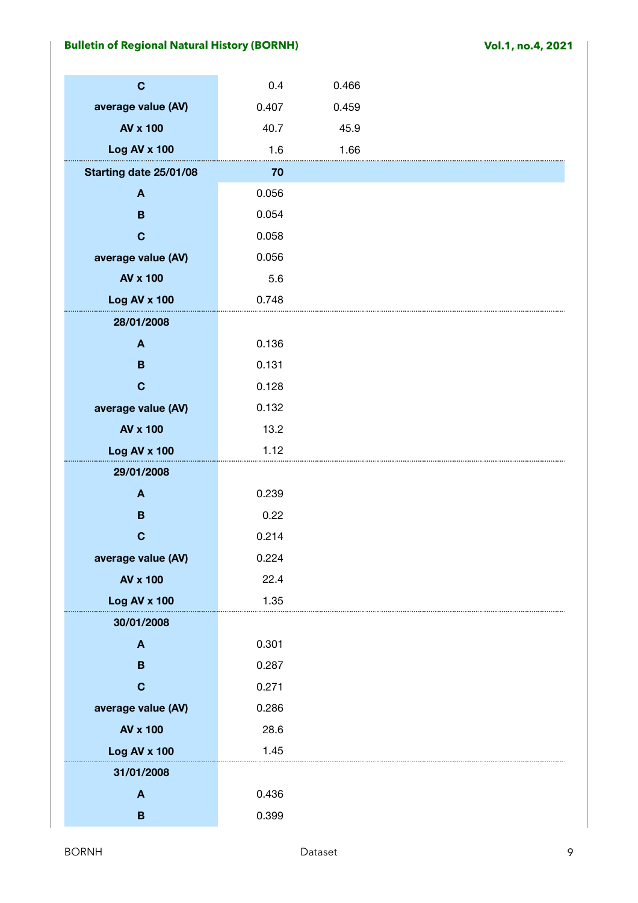| | | |
|---|---|---|
| C | 0.4 | 0.466 |
| average value (AV) | 0.407 | 0.459 |
| AV x 100 | 40.7 | 45.9 |
| Log AV x 100 | 1.6 | 1.66 |
| **Starting date 25/01/08** | **70** | |
| A | 0.056 | |
| B | 0.054 | |
| C | 0.058 | |
| average value (AV) | 0.056 | |
| AV x 100 | 5.6 | |
| Log AV x 100 | 0.748 | |
| **28/01/2008** | | |
| A | 0.136 | |
| B | 0.131 | |
| C | 0.128 | |
| average value (AV) | 0.132 | |
| AV x 100 | 13.2 | |
| Log AV x 100 | 1.12 | |
| **29/01/2008** | | |
| A | 0.239 | |
| B | 0.22 | |
| C | 0.214 | |
| average value (AV) | 0.224 | |
| AV x 100 | 22.4 | |
| Log AV x 100 | 1.35 | |
| **30/01/2008** | | |
| A | 0.301 | |
| B | 0.287 | |
| C | 0.271 | |
| average value (AV) | 0.286 | |
| AV x 100 | 28.6 | |
| Log AV x 100 | 1.45 | |
| **31/01/2008** | | |
| A | 0.436 | |
| B | 0.399 | |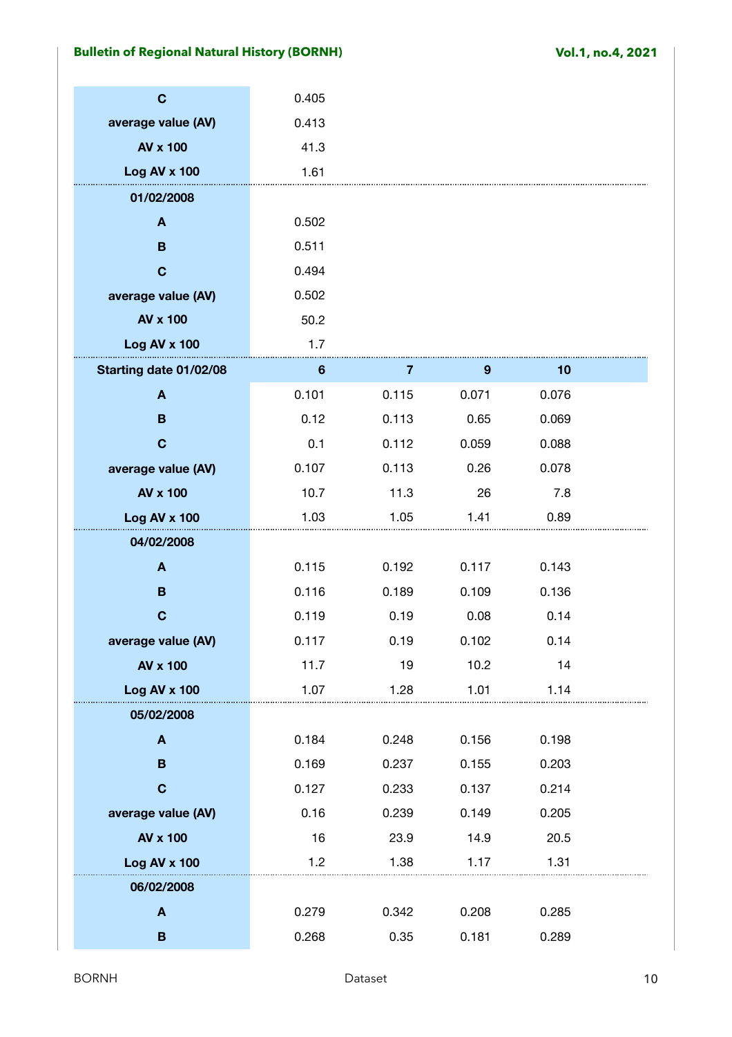| C | 0.405 | | | |
|---|---|---|---|---|
| average value (AV) | 0.413 | | | |
| AV x 100 | 41.3 | | | |
| Log AV x 100 | 1.61 | | | |
| 01/02/2008 | | | | |
| A | 0.502 | | | |
| B | 0.511 | | | |
| C | 0.494 | | | |
| average value (AV) | 0.502 | | | |
| AV x 100 | 50.2 | | | |
| Log AV x 100 | 1.7 | | | |
| **Starting date 01/02/08** | **6** | **7** | **9** | **10** |
| A | 0.101 | 0.115 | 0.071 | 0.076 |
| B | 0.12 | 0.113 | 0.65 | 0.069 |
| C | 0.1 | 0.112 | 0.059 | 0.088 |
| average value (AV) | 0.107 | 0.113 | 0.26 | 0.078 |
| AV x 100 | 10.7 | 11.3 | 26 | 7.8 |
| Log AV x 100 | 1.03 | 1.05 | 1.41 | 0.89 |
| 04/02/2008 | | | | |
| A | 0.115 | 0.192 | 0.117 | 0.143 |
| B | 0.116 | 0.189 | 0.109 | 0.136 |
| C | 0.119 | 0.19 | 0.08 | 0.14 |
| average value (AV) | 0.117 | 0.19 | 0.102 | 0.14 |
| AV x 100 | 11.7 | 19 | 10.2 | 14 |
| Log AV x 100 | 1.07 | 1.28 | 1.01 | 1.14 |
| 05/02/2008 | | | | |
| A | 0.184 | 0.248 | 0.156 | 0.198 |
| B | 0.169 | 0.237 | 0.155 | 0.203 |
| C | 0.127 | 0.233 | 0.137 | 0.214 |
| average value (AV) | 0.16 | 0.239 | 0.149 | 0.205 |
| AV x 100 | 16 | 23.9 | 14.9 | 20.5 |
| Log AV x 100 | 1.2 | 1.38 | 1.17 | 1.31 |
| 06/02/2008 | | | | |
| A | 0.279 | 0.342 | 0.208 | 0.285 |
| B | 0.268 | 0.35 | 0.181 | 0.289 |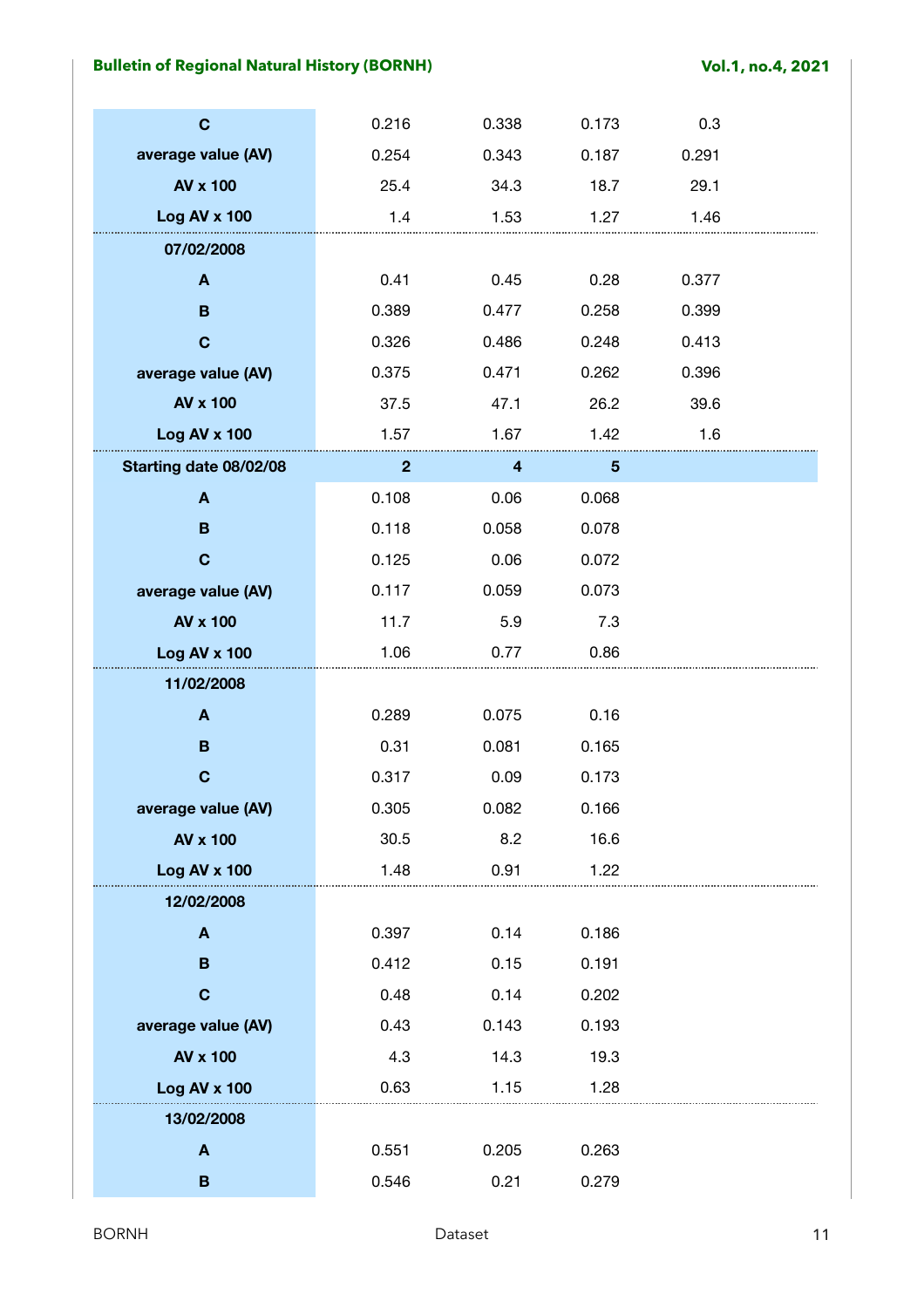| | | | | |
|---|---|---|---|---|
| **C** | 0.216 | 0.338 | 0.173 | 0.3 |
| **average value (AV)** | 0.254 | 0.343 | 0.187 | 0.291 |
| **AV x 100** | 25.4 | 34.3 | 18.7 | 29.1 |
| **Log AV x 100** | 1.4 | 1.53 | 1.27 | 1.46 |
| **07/02/2008** | | | | |
| **A** | 0.41 | 0.45 | 0.28 | 0.377 |
| **B** | 0.389 | 0.477 | 0.258 | 0.399 |
| **C** | 0.326 | 0.486 | 0.248 | 0.413 |
| **average value (AV)** | 0.375 | 0.471 | 0.262 | 0.396 |
| **AV x 100** | 37.5 | 47.1 | 26.2 | 39.6 |
| **Log AV x 100** | 1.57 | 1.67 | 1.42 | 1.6 |
| **Starting date 08/02/08** | **2** | **4** | **5** | |
| **A** | 0.108 | 0.06 | 0.068 | |
| **B** | 0.118 | 0.058 | 0.078 | |
| **C** | 0.125 | 0.06 | 0.072 | |
| **average value (AV)** | 0.117 | 0.059 | 0.073 | |
| **AV x 100** | 11.7 | 5.9 | 7.3 | |
| **Log AV x 100** | 1.06 | 0.77 | 0.86 | |
| **11/02/2008** | | | | |
| **A** | 0.289 | 0.075 | 0.16 | |
| **B** | 0.31 | 0.081 | 0.165 | |
| **C** | 0.317 | 0.09 | 0.173 | |
| **average value (AV)** | 0.305 | 0.082 | 0.166 | |
| **AV x 100** | 30.5 | 8.2 | 16.6 | |
| **Log AV x 100** | 1.48 | 0.91 | 1.22 | |
| **12/02/2008** | | | | |
| **A** | 0.397 | 0.14 | 0.186 | |
| **B** | 0.412 | 0.15 | 0.191 | |
| **C** | 0.48 | 0.14 | 0.202 | |
| **average value (AV)** | 0.43 | 0.143 | 0.193 | |
| **AV x 100** | 4.3 | 14.3 | 19.3 | |
| **Log AV x 100** | 0.63 | 1.15 | 1.28 | |
| **13/02/2008** | | | | |
| **A** | 0.551 | 0.205 | 0.263 | |
| **B** | 0.546 | 0.21 | 0.279 | |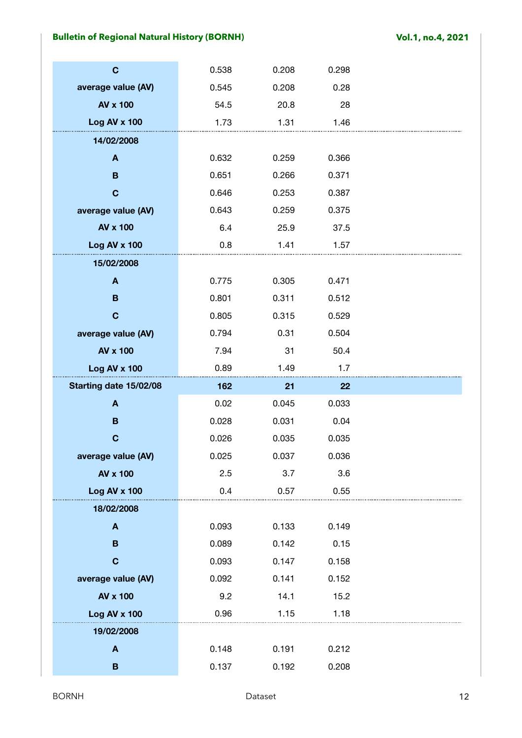| | | | |
|---|---|---|---|
| **C** | 0.538 | 0.208 | 0.298 |
| **average value (AV)** | 0.545 | 0.208 | 0.28 |
| **AV x 100** | 54.5 | 20.8 | 28 |
| **Log AV x 100** | 1.73 | 1.31 | 1.46 |
| **14/02/2008** | | | |
| **A** | 0.632 | 0.259 | 0.366 |
| **B** | 0.651 | 0.266 | 0.371 |
| **C** | 0.646 | 0.253 | 0.387 |
| **average value (AV)** | 0.643 | 0.259 | 0.375 |
| **AV x 100** | 6.4 | 25.9 | 37.5 |
| **Log AV x 100** | 0.8 | 1.41 | 1.57 |
| **15/02/2008** | | | |
| **A** | 0.775 | 0.305 | 0.471 |
| **B** | 0.801 | 0.311 | 0.512 |
| **C** | 0.805 | 0.315 | 0.529 |
| **average value (AV)** | 0.794 | 0.31 | 0.504 |
| **AV x 100** | 7.94 | 31 | 50.4 |
| **Log AV x 100** | 0.89 | 1.49 | 1.7 |
| **Starting date 15/02/08** | **162** | **21** | **22** |
| **A** | 0.02 | 0.045 | 0.033 |
| **B** | 0.028 | 0.031 | 0.04 |
| **C** | 0.026 | 0.035 | 0.035 |
| **average value (AV)** | 0.025 | 0.037 | 0.036 |
| **AV x 100** | 2.5 | 3.7 | 3.6 |
| **Log AV x 100** | 0.4 | 0.57 | 0.55 |
| **18/02/2008** | | | |
| **A** | 0.093 | 0.133 | 0.149 |
| **B** | 0.089 | 0.142 | 0.15 |
| **C** | 0.093 | 0.147 | 0.158 |
| **average value (AV)** | 0.092 | 0.141 | 0.152 |
| **AV x 100** | 9.2 | 14.1 | 15.2 |
| **Log AV x 100** | 0.96 | 1.15 | 1.18 |
| **19/02/2008** | | | |
| **A** | 0.148 | 0.191 | 0.212 |
| **B** | 0.137 | 0.192 | 0.208 |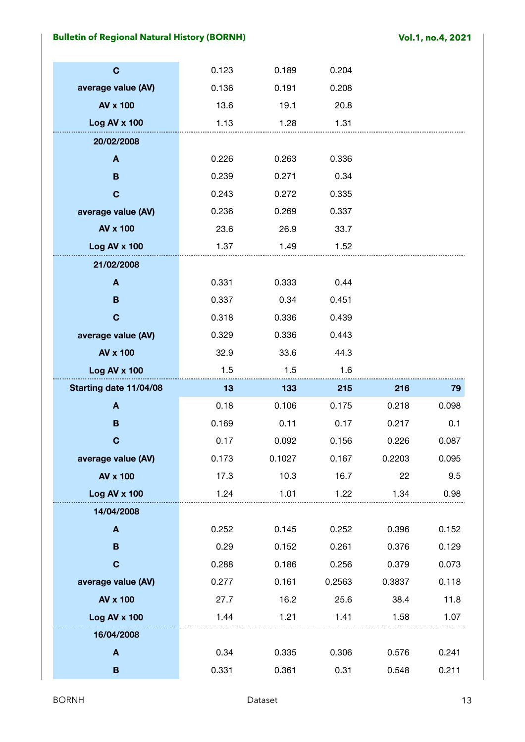| | | | | | |
|---|---|---|---|---|---|
| **C** | 0.123 | 0.189 | 0.204 | | |
| **average value (AV)** | 0.136 | 0.191 | 0.208 | | |
| **AV x 100** | 13.6 | 19.1 | 20.8 | | |
| **Log AV x 100** | 1.13 | 1.28 | 1.31 | | |
| **20/02/2008** | | | | | |
| **A** | 0.226 | 0.263 | 0.336 | | |
| **B** | 0.239 | 0.271 | 0.34 | | |
| **C** | 0.243 | 0.272 | 0.335 | | |
| **average value (AV)** | 0.236 | 0.269 | 0.337 | | |
| **AV x 100** | 23.6 | 26.9 | 33.7 | | |
| **Log AV x 100** | 1.37 | 1.49 | 1.52 | | |
| **21/02/2008** | | | | | |
| **A** | 0.331 | 0.333 | 0.44 | | |
| **B** | 0.337 | 0.34 | 0.451 | | |
| **C** | 0.318 | 0.336 | 0.439 | | |
| **average value (AV)** | 0.329 | 0.336 | 0.443 | | |
| **AV x 100** | 32.9 | 33.6 | 44.3 | | |
| **Log AV x 100** | 1.5 | 1.5 | 1.6 | | |
| **Starting date 11/04/08** | **13** | **133** | **215** | **216** | **79** |
| **A** | 0.18 | 0.106 | 0.175 | 0.218 | 0.098 |
| **B** | 0.169 | 0.11 | 0.17 | 0.217 | 0.1 |
| **C** | 0.17 | 0.092 | 0.156 | 0.226 | 0.087 |
| **average value (AV)** | 0.173 | 0.1027 | 0.167 | 0.2203 | 0.095 |
| **AV x 100** | 17.3 | 10.3 | 16.7 | 22 | 9.5 |
| **Log AV x 100** | 1.24 | 1.01 | 1.22 | 1.34 | 0.98 |
| **14/04/2008** | | | | | |
| **A** | 0.252 | 0.145 | 0.252 | 0.396 | 0.152 |
| **B** | 0.29 | 0.152 | 0.261 | 0.376 | 0.129 |
| **C** | 0.288 | 0.186 | 0.256 | 0.379 | 0.073 |
| **average value (AV)** | 0.277 | 0.161 | 0.2563 | 0.3837 | 0.118 |
| **AV x 100** | 27.7 | 16.2 | 25.6 | 38.4 | 11.8 |
| **Log AV x 100** | 1.44 | 1.21 | 1.41 | 1.58 | 1.07 |
| **16/04/2008** | | | | | |
| **A** | 0.34 | 0.335 | 0.306 | 0.576 | 0.241 |
| **B** | 0.331 | 0.361 | 0.31 | 0.548 | 0.211 |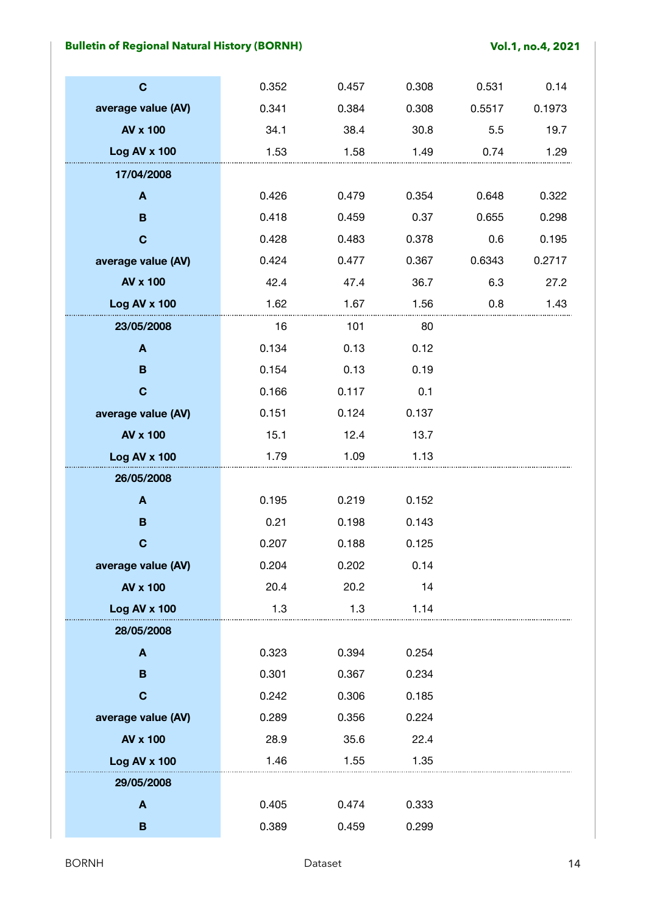|  |  |  |  |  |  |
|---|---|---|---|---|---|
| **C** | 0.352 | 0.457 | 0.308 | 0.531 | 0.14 |
| **average value (AV)** | 0.341 | 0.384 | 0.308 | 0.5517 | 0.1973 |
| **AV x 100** | 34.1 | 38.4 | 30.8 | 5.5 | 19.7 |
| **Log AV x 100** | 1.53 | 1.58 | 1.49 | 0.74 | 1.29 |
| **17/04/2008** |  |  |  |  |  |
| **A** | 0.426 | 0.479 | 0.354 | 0.648 | 0.322 |
| **B** | 0.418 | 0.459 | 0.37 | 0.655 | 0.298 |
| **C** | 0.428 | 0.483 | 0.378 | 0.6 | 0.195 |
| **average value (AV)** | 0.424 | 0.477 | 0.367 | 0.6343 | 0.2717 |
| **AV x 100** | 42.4 | 47.4 | 36.7 | 6.3 | 27.2 |
| **Log AV x 100** | 1.62 | 1.67 | 1.56 | 0.8 | 1.43 |
| **23/05/2008** | 16 | 101 | 80 |  |  |
| **A** | 0.134 | 0.13 | 0.12 |  |  |
| **B** | 0.154 | 0.13 | 0.19 |  |  |
| **C** | 0.166 | 0.117 | 0.1 |  |  |
| **average value (AV)** | 0.151 | 0.124 | 0.137 |  |  |
| **AV x 100** | 15.1 | 12.4 | 13.7 |  |  |
| **Log AV x 100** | 1.79 | 1.09 | 1.13 |  |  |
| **26/05/2008** |  |  |  |  |  |
| **A** | 0.195 | 0.219 | 0.152 |  |  |
| **B** | 0.21 | 0.198 | 0.143 |  |  |
| **C** | 0.207 | 0.188 | 0.125 |  |  |
| **average value (AV)** | 0.204 | 0.202 | 0.14 |  |  |
| **AV x 100** | 20.4 | 20.2 | 14 |  |  |
| **Log AV x 100** | 1.3 | 1.3 | 1.14 |  |  |
| **28/05/2008** |  |  |  |  |  |
| **A** | 0.323 | 0.394 | 0.254 |  |  |
| **B** | 0.301 | 0.367 | 0.234 |  |  |
| **C** | 0.242 | 0.306 | 0.185 |  |  |
| **average value (AV)** | 0.289 | 0.356 | 0.224 |  |  |
| **AV x 100** | 28.9 | 35.6 | 22.4 |  |  |
| **Log AV x 100** | 1.46 | 1.55 | 1.35 |  |  |
| **29/05/2008** |  |  |  |  |  |
| **A** | 0.405 | 0.474 | 0.333 |  |  |
| **B** | 0.389 | 0.459 | 0.299 |  |  |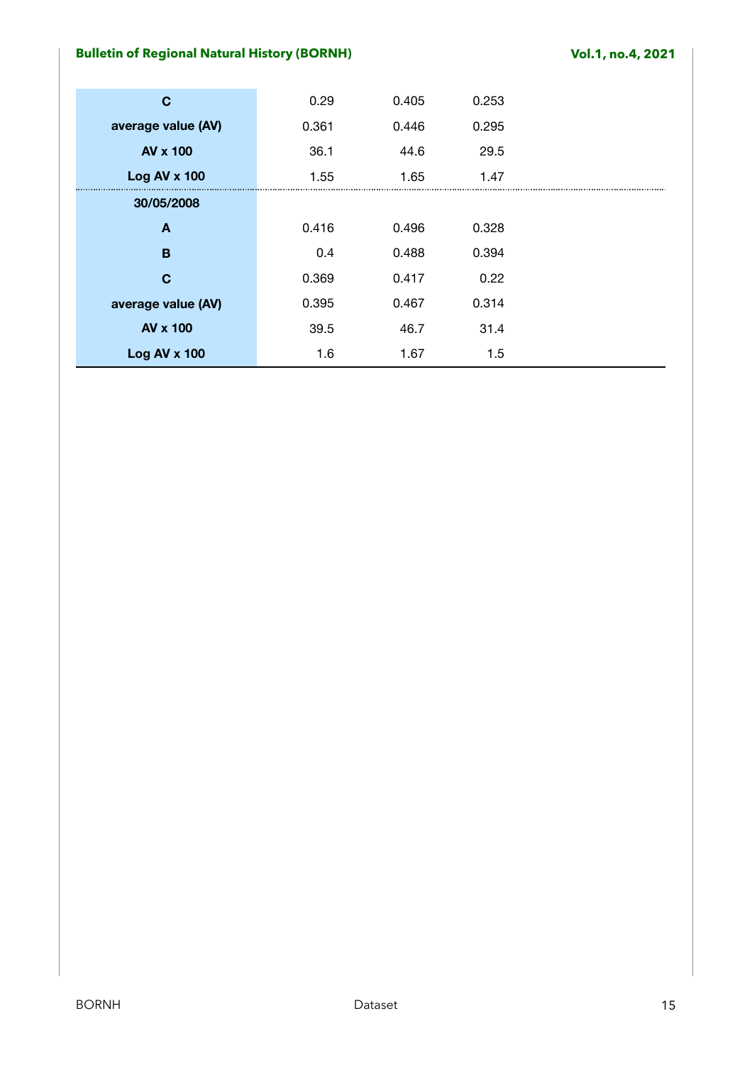| | | | |
|---|---|---|---|
| **C** | 0.29 | 0.405 | 0.253 |
| **average value (AV)** | 0.361 | 0.446 | 0.295 |
| **AV x 100** | 36.1 | 44.6 | 29.5 |
| **Log AV x 100** | 1.55 | 1.65 | 1.47 |
| **30/05/2008** | | | |
| **A** | 0.416 | 0.496 | 0.328 |
| **B** | 0.4 | 0.488 | 0.394 |
| **C** | 0.369 | 0.417 | 0.22 |
| **average value (AV)** | 0.395 | 0.467 | 0.314 |
| **AV x 100** | 39.5 | 46.7 | 31.4 |
| **Log AV x 100** | 1.6 | 1.67 | 1.5 |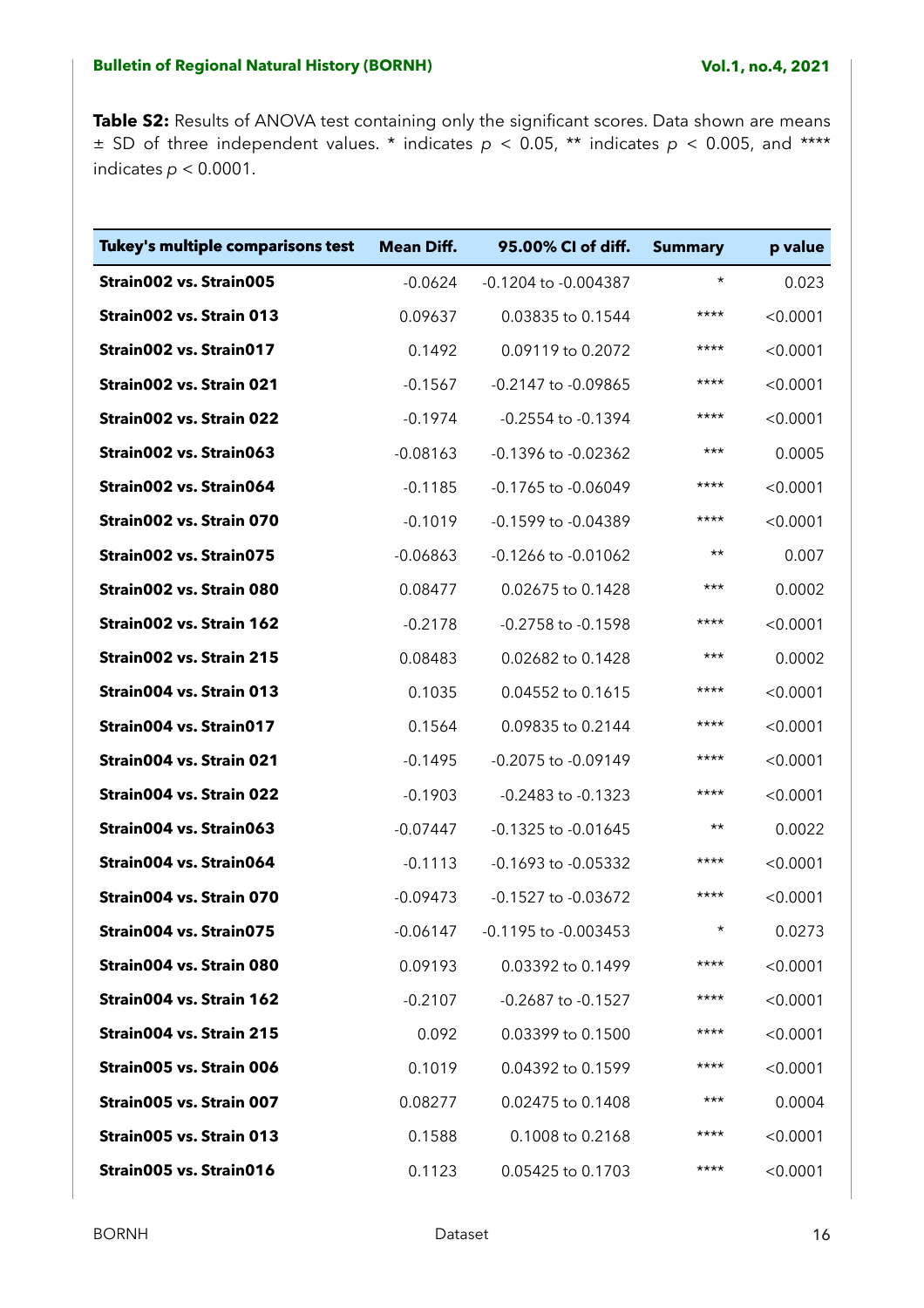**Table S2:** Results of ANOVA test containing only the significant scores. Data shown are means ± SD of three independent values. * indicates $p < 0.05$, ** indicates $p < 0.005$, and **** indicates $p < 0.0001$.

| Tukey's multiple comparisons test | Mean Diff. | 95.00% CI of diff. | Summary | p value |
|---|---|---|---|---|
| **Strain002 vs. Strain005** | -0.0624 | -0.1204 to -0.004387 | * | 0.023 |
| **Strain002 vs. Strain 013** | 0.09637 | 0.03835 to 0.1544 | **** | <0.0001 |
| **Strain002 vs. Strain017** | 0.1492 | 0.09119 to 0.2072 | **** | <0.0001 |
| **Strain002 vs. Strain 021** | -0.1567 | -0.2147 to -0.09865 | **** | <0.0001 |
| **Strain002 vs. Strain 022** | -0.1974 | -0.2554 to -0.1394 | **** | <0.0001 |
| **Strain002 vs. Strain063** | -0.08163 | -0.1396 to -0.02362 | *** | 0.0005 |
| **Strain002 vs. Strain064** | -0.1185 | -0.1765 to -0.06049 | **** | <0.0001 |
| **Strain002 vs. Strain 070** | -0.1019 | -0.1599 to -0.04389 | **** | <0.0001 |
| **Strain002 vs. Strain075** | -0.06863 | -0.1266 to -0.01062 | ** | 0.007 |
| **Strain002 vs. Strain 080** | 0.08477 | 0.02675 to 0.1428 | *** | 0.0002 |
| **Strain002 vs. Strain 162** | -0.2178 | -0.2758 to -0.1598 | **** | <0.0001 |
| **Strain002 vs. Strain 215** | 0.08483 | 0.02682 to 0.1428 | *** | 0.0002 |
| **Strain004 vs. Strain 013** | 0.1035 | 0.04552 to 0.1615 | **** | <0.0001 |
| **Strain004 vs. Strain017** | 0.1564 | 0.09835 to 0.2144 | **** | <0.0001 |
| **Strain004 vs. Strain 021** | -0.1495 | -0.2075 to -0.09149 | **** | <0.0001 |
| **Strain004 vs. Strain 022** | -0.1903 | -0.2483 to -0.1323 | **** | <0.0001 |
| **Strain004 vs. Strain063** | -0.07447 | -0.1325 to -0.01645 | ** | 0.0022 |
| **Strain004 vs. Strain064** | -0.1113 | -0.1693 to -0.05332 | **** | <0.0001 |
| **Strain004 vs. Strain 070** | -0.09473 | -0.1527 to -0.03672 | **** | <0.0001 |
| **Strain004 vs. Strain075** | -0.06147 | -0.1195 to -0.003453 | * | 0.0273 |
| **Strain004 vs. Strain 080** | 0.09193 | 0.03392 to 0.1499 | **** | <0.0001 |
| **Strain004 vs. Strain 162** | -0.2107 | -0.2687 to -0.1527 | **** | <0.0001 |
| **Strain004 vs. Strain 215** | 0.092 | 0.03399 to 0.1500 | **** | <0.0001 |
| **Strain005 vs. Strain 006** | 0.1019 | 0.04392 to 0.1599 | **** | <0.0001 |
| **Strain005 vs. Strain 007** | 0.08277 | 0.02475 to 0.1408 | *** | 0.0004 |
| **Strain005 vs. Strain 013** | 0.1588 | 0.1008 to 0.2168 | **** | <0.0001 |
| **Strain005 vs. Strain016** | 0.1123 | 0.05425 to 0.1703 | **** | <0.0001 |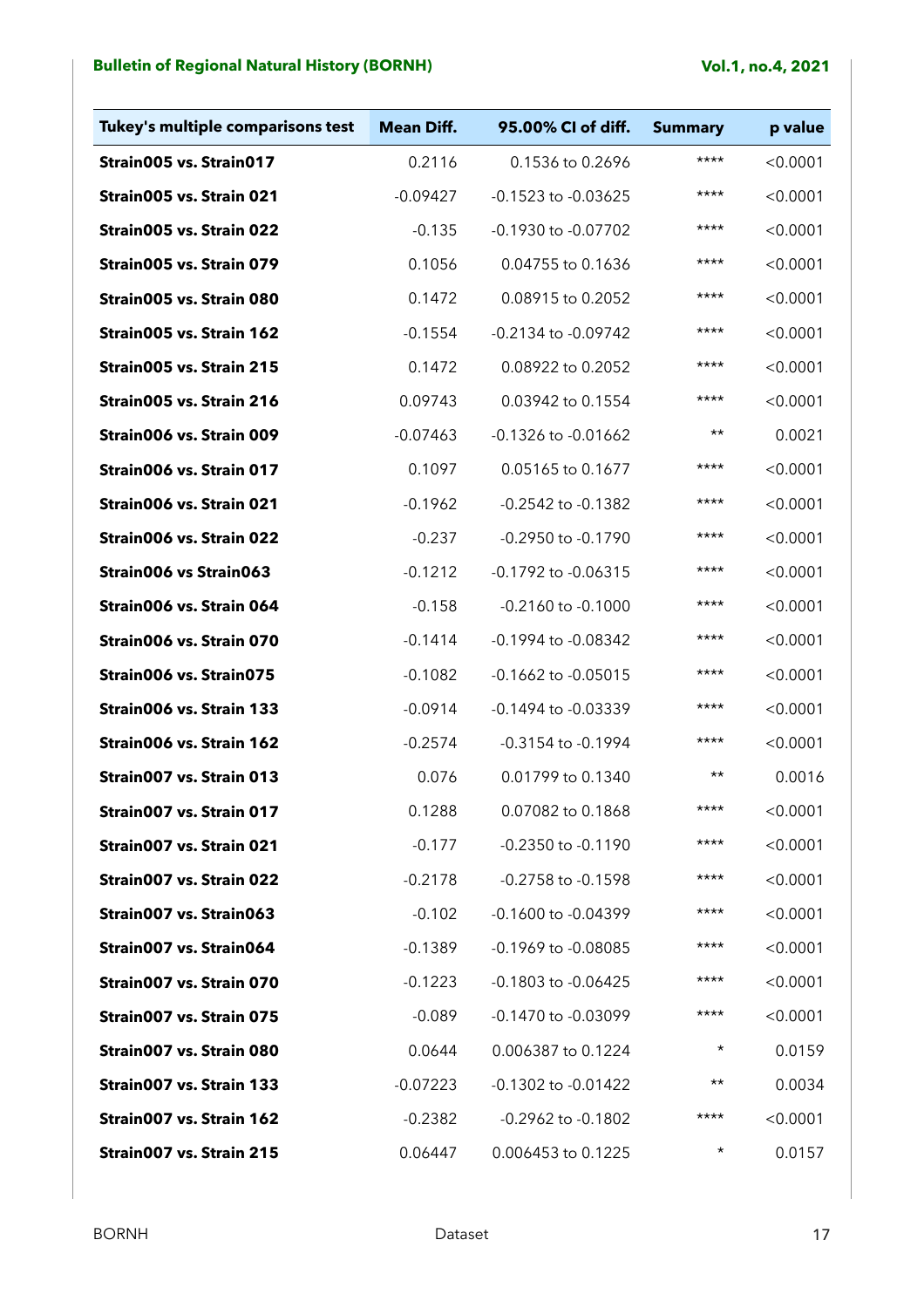| Tukey's multiple comparisons test | Mean Diff. | 95.00% CI of diff. | Summary | p value |
|---|---|---|---|---|
| **Strain005 vs. Strain017** | 0.2116 | 0.1536 to 0.2696 | **** | <0.0001 |
| **Strain005 vs. Strain 021** | -0.09427 | -0.1523 to -0.03625 | **** | <0.0001 |
| **Strain005 vs. Strain 022** | -0.135 | -0.1930 to -0.07702 | **** | <0.0001 |
| **Strain005 vs. Strain 079** | 0.1056 | 0.04755 to 0.1636 | **** | <0.0001 |
| **Strain005 vs. Strain 080** | 0.1472 | 0.08915 to 0.2052 | **** | <0.0001 |
| **Strain005 vs. Strain 162** | -0.1554 | -0.2134 to -0.09742 | **** | <0.0001 |
| **Strain005 vs. Strain 215** | 0.1472 | 0.08922 to 0.2052 | **** | <0.0001 |
| **Strain005 vs. Strain 216** | 0.09743 | 0.03942 to 0.1554 | **** | <0.0001 |
| **Strain006 vs. Strain 009** | -0.07463 | -0.1326 to -0.01662 | ** | 0.0021 |
| **Strain006 vs. Strain 017** | 0.1097 | 0.05165 to 0.1677 | **** | <0.0001 |
| **Strain006 vs. Strain 021** | -0.1962 | -0.2542 to -0.1382 | **** | <0.0001 |
| **Strain006 vs. Strain 022** | -0.237 | -0.2950 to -0.1790 | **** | <0.0001 |
| **Strain006 vs Strain063** | -0.1212 | -0.1792 to -0.06315 | **** | <0.0001 |
| **Strain006 vs. Strain 064** | -0.158 | -0.2160 to -0.1000 | **** | <0.0001 |
| **Strain006 vs. Strain 070** | -0.1414 | -0.1994 to -0.08342 | **** | <0.0001 |
| **Strain006 vs. Strain075** | -0.1082 | -0.1662 to -0.05015 | **** | <0.0001 |
| **Strain006 vs. Strain 133** | -0.0914 | -0.1494 to -0.03339 | **** | <0.0001 |
| **Strain006 vs. Strain 162** | -0.2574 | -0.3154 to -0.1994 | **** | <0.0001 |
| **Strain007 vs. Strain 013** | 0.076 | 0.01799 to 0.1340 | ** | 0.0016 |
| **Strain007 vs. Strain 017** | 0.1288 | 0.07082 to 0.1868 | **** | <0.0001 |
| **Strain007 vs. Strain 021** | -0.177 | -0.2350 to -0.1190 | **** | <0.0001 |
| **Strain007 vs. Strain 022** | -0.2178 | -0.2758 to -0.1598 | **** | <0.0001 |
| **Strain007 vs. Strain063** | -0.102 | -0.1600 to -0.04399 | **** | <0.0001 |
| **Strain007 vs. Strain064** | -0.1389 | -0.1969 to -0.08085 | **** | <0.0001 |
| **Strain007 vs. Strain 070** | -0.1223 | -0.1803 to -0.06425 | **** | <0.0001 |
| **Strain007 vs. Strain 075** | -0.089 | -0.1470 to -0.03099 | **** | <0.0001 |
| **Strain007 vs. Strain 080** | 0.0644 | 0.006387 to 0.1224 | * | 0.0159 |
| **Strain007 vs. Strain 133** | -0.07223 | -0.1302 to -0.01422 | ** | 0.0034 |
| **Strain007 vs. Strain 162** | -0.2382 | -0.2962 to -0.1802 | **** | <0.0001 |
| **Strain007 vs. Strain 215** | 0.06447 | 0.006453 to 0.1225 | * | 0.0157 |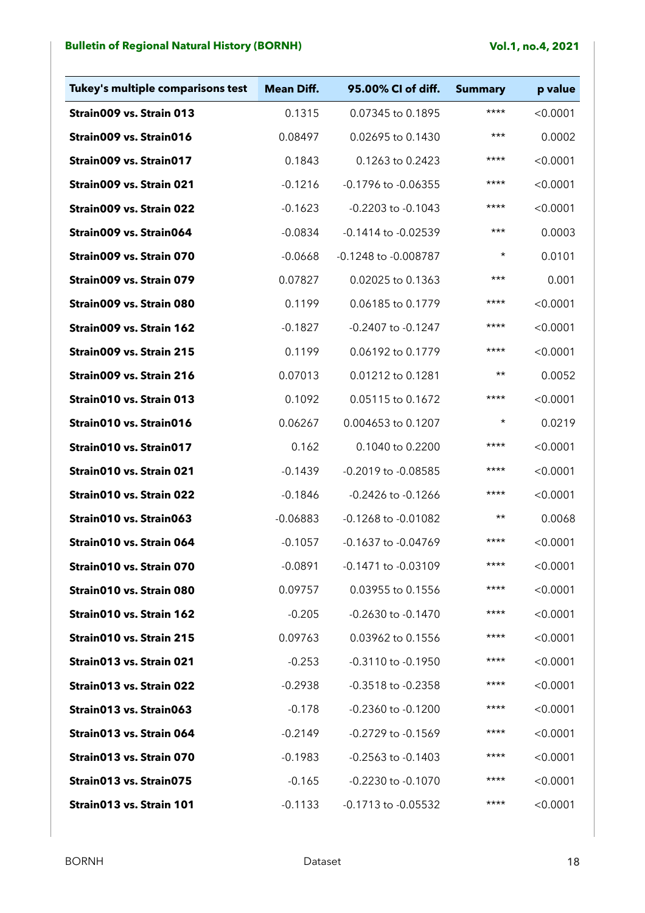| Tukey's multiple comparisons test | Mean Diff. | 95.00% CI of diff. | Summary | p value |
|---|---|---|---|---|
| **Strain009 vs. Strain 013** | 0.1315 | 0.07345 to 0.1895 | **** | <0.0001 |
| **Strain009 vs. Strain016** | 0.08497 | 0.02695 to 0.1430 | *** | 0.0002 |
| **Strain009 vs. Strain017** | 0.1843 | 0.1263 to 0.2423 | **** | <0.0001 |
| **Strain009 vs. Strain 021** | -0.1216 | -0.1796 to -0.06355 | **** | <0.0001 |
| **Strain009 vs. Strain 022** | -0.1623 | -0.2203 to -0.1043 | **** | <0.0001 |
| **Strain009 vs. Strain064** | -0.0834 | -0.1414 to -0.02539 | *** | 0.0003 |
| **Strain009 vs. Strain 070** | -0.0668 | -0.1248 to -0.008787 | * | 0.0101 |
| **Strain009 vs. Strain 079** | 0.07827 | 0.02025 to 0.1363 | *** | 0.001 |
| **Strain009 vs. Strain 080** | 0.1199 | 0.06185 to 0.1779 | **** | <0.0001 |
| **Strain009 vs. Strain 162** | -0.1827 | -0.2407 to -0.1247 | **** | <0.0001 |
| **Strain009 vs. Strain 215** | 0.1199 | 0.06192 to 0.1779 | **** | <0.0001 |
| **Strain009 vs. Strain 216** | 0.07013 | 0.01212 to 0.1281 | ** | 0.0052 |
| **Strain010 vs. Strain 013** | 0.1092 | 0.05115 to 0.1672 | **** | <0.0001 |
| **Strain010 vs. Strain016** | 0.06267 | 0.004653 to 0.1207 | * | 0.0219 |
| **Strain010 vs. Strain017** | 0.162 | 0.1040 to 0.2200 | **** | <0.0001 |
| **Strain010 vs. Strain 021** | -0.1439 | -0.2019 to -0.08585 | **** | <0.0001 |
| **Strain010 vs. Strain 022** | -0.1846 | -0.2426 to -0.1266 | **** | <0.0001 |
| **Strain010 vs. Strain063** | -0.06883 | -0.1268 to -0.01082 | ** | 0.0068 |
| **Strain010 vs. Strain 064** | -0.1057 | -0.1637 to -0.04769 | **** | <0.0001 |
| **Strain010 vs. Strain 070** | -0.0891 | -0.1471 to -0.03109 | **** | <0.0001 |
| **Strain010 vs. Strain 080** | 0.09757 | 0.03955 to 0.1556 | **** | <0.0001 |
| **Strain010 vs. Strain 162** | -0.205 | -0.2630 to -0.1470 | **** | <0.0001 |
| **Strain010 vs. Strain 215** | 0.09763 | 0.03962 to 0.1556 | **** | <0.0001 |
| **Strain013 vs. Strain 021** | -0.253 | -0.3110 to -0.1950 | **** | <0.0001 |
| **Strain013 vs. Strain 022** | -0.2938 | -0.3518 to -0.2358 | **** | <0.0001 |
| **Strain013 vs. Strain063** | -0.178 | -0.2360 to -0.1200 | **** | <0.0001 |
| **Strain013 vs. Strain 064** | -0.2149 | -0.2729 to -0.1569 | **** | <0.0001 |
| **Strain013 vs. Strain 070** | -0.1983 | -0.2563 to -0.1403 | **** | <0.0001 |
| **Strain013 vs. Strain075** | -0.165 | -0.2230 to -0.1070 | **** | <0.0001 |
| **Strain013 vs. Strain 101** | -0.1133 | -0.1713 to -0.05532 | **** | <0.0001 |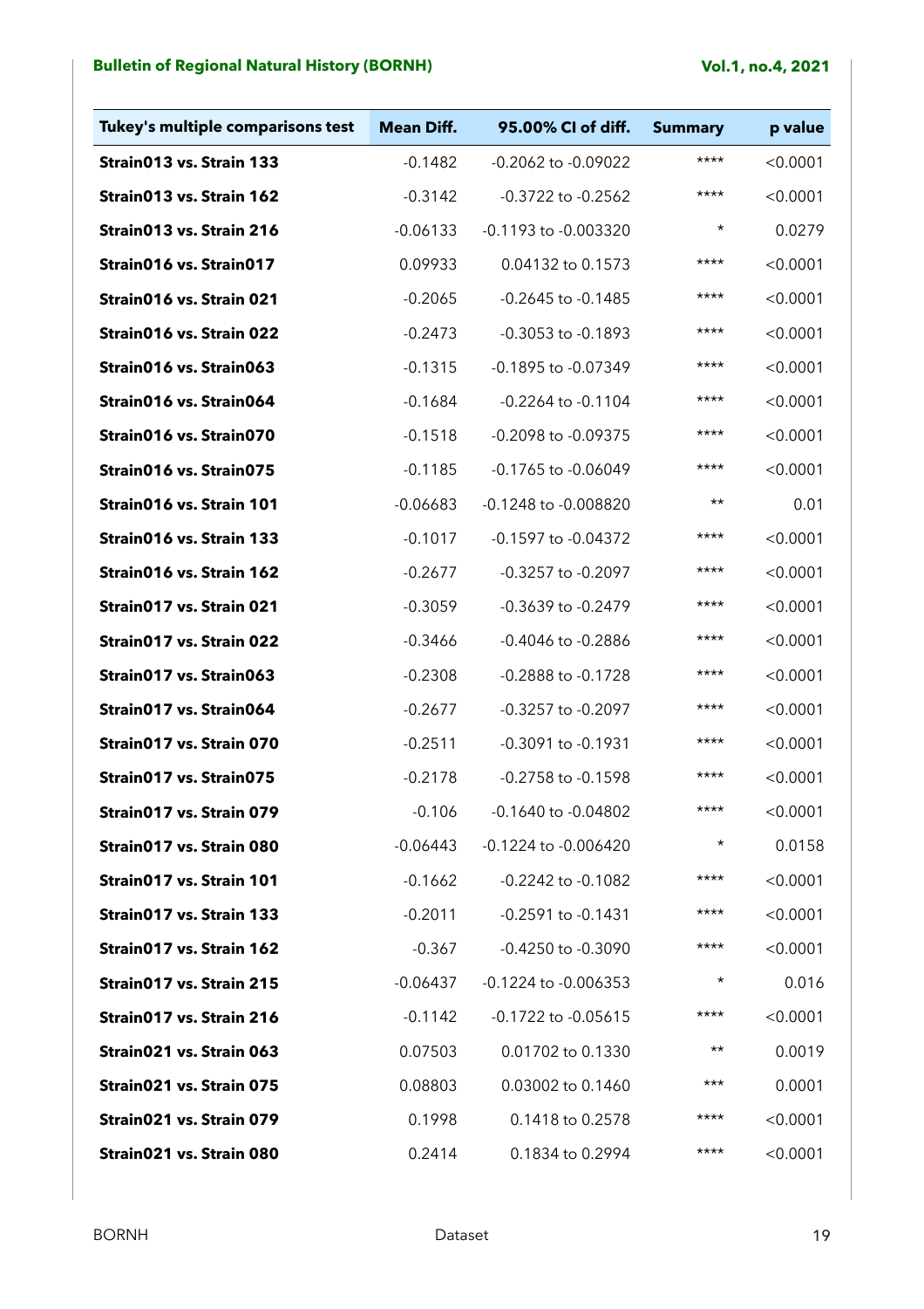| Tukey's multiple comparisons test | Mean Diff. | 95.00% CI of diff. | Summary | p value |
|---|---|---|---|---|
| **Strain013 vs. Strain 133** | -0.1482 | -0.2062 to -0.09022 | **** | <0.0001 |
| **Strain013 vs. Strain 162** | -0.3142 | -0.3722 to -0.2562 | **** | <0.0001 |
| **Strain013 vs. Strain 216** | -0.06133 | -0.1193 to -0.003320 | * | 0.0279 |
| **Strain016 vs. Strain017** | 0.09933 | 0.04132 to 0.1573 | **** | <0.0001 |
| **Strain016 vs. Strain 021** | -0.2065 | -0.2645 to -0.1485 | **** | <0.0001 |
| **Strain016 vs. Strain 022** | -0.2473 | -0.3053 to -0.1893 | **** | <0.0001 |
| **Strain016 vs. Strain063** | -0.1315 | -0.1895 to -0.07349 | **** | <0.0001 |
| **Strain016 vs. Strain064** | -0.1684 | -0.2264 to -0.1104 | **** | <0.0001 |
| **Strain016 vs. Strain070** | -0.1518 | -0.2098 to -0.09375 | **** | <0.0001 |
| **Strain016 vs. Strain075** | -0.1185 | -0.1765 to -0.06049 | **** | <0.0001 |
| **Strain016 vs. Strain 101** | -0.06683 | -0.1248 to -0.008820 | ** | 0.01 |
| **Strain016 vs. Strain 133** | -0.1017 | -0.1597 to -0.04372 | **** | <0.0001 |
| **Strain016 vs. Strain 162** | -0.2677 | -0.3257 to -0.2097 | **** | <0.0001 |
| **Strain017 vs. Strain 021** | -0.3059 | -0.3639 to -0.2479 | **** | <0.0001 |
| **Strain017 vs. Strain 022** | -0.3466 | -0.4046 to -0.2886 | **** | <0.0001 |
| **Strain017 vs. Strain063** | -0.2308 | -0.2888 to -0.1728 | **** | <0.0001 |
| **Strain017 vs. Strain064** | -0.2677 | -0.3257 to -0.2097 | **** | <0.0001 |
| **Strain017 vs. Strain 070** | -0.2511 | -0.3091 to -0.1931 | **** | <0.0001 |
| **Strain017 vs. Strain075** | -0.2178 | -0.2758 to -0.1598 | **** | <0.0001 |
| **Strain017 vs. Strain 079** | -0.106 | -0.1640 to -0.04802 | **** | <0.0001 |
| **Strain017 vs. Strain 080** | -0.06443 | -0.1224 to -0.006420 | * | 0.0158 |
| **Strain017 vs. Strain 101** | -0.1662 | -0.2242 to -0.1082 | **** | <0.0001 |
| **Strain017 vs. Strain 133** | -0.2011 | -0.2591 to -0.1431 | **** | <0.0001 |
| **Strain017 vs. Strain 162** | -0.367 | -0.4250 to -0.3090 | **** | <0.0001 |
| **Strain017 vs. Strain 215** | -0.06437 | -0.1224 to -0.006353 | * | 0.016 |
| **Strain017 vs. Strain 216** | -0.1142 | -0.1722 to -0.05615 | **** | <0.0001 |
| **Strain021 vs. Strain 063** | 0.07503 | 0.01702 to 0.1330 | ** | 0.0019 |
| **Strain021 vs. Strain 075** | 0.08803 | 0.03002 to 0.1460 | *** | 0.0001 |
| **Strain021 vs. Strain 079** | 0.1998 | 0.1418 to 0.2578 | **** | <0.0001 |
| **Strain021 vs. Strain 080** | 0.2414 | 0.1834 to 0.2994 | **** | <0.0001 |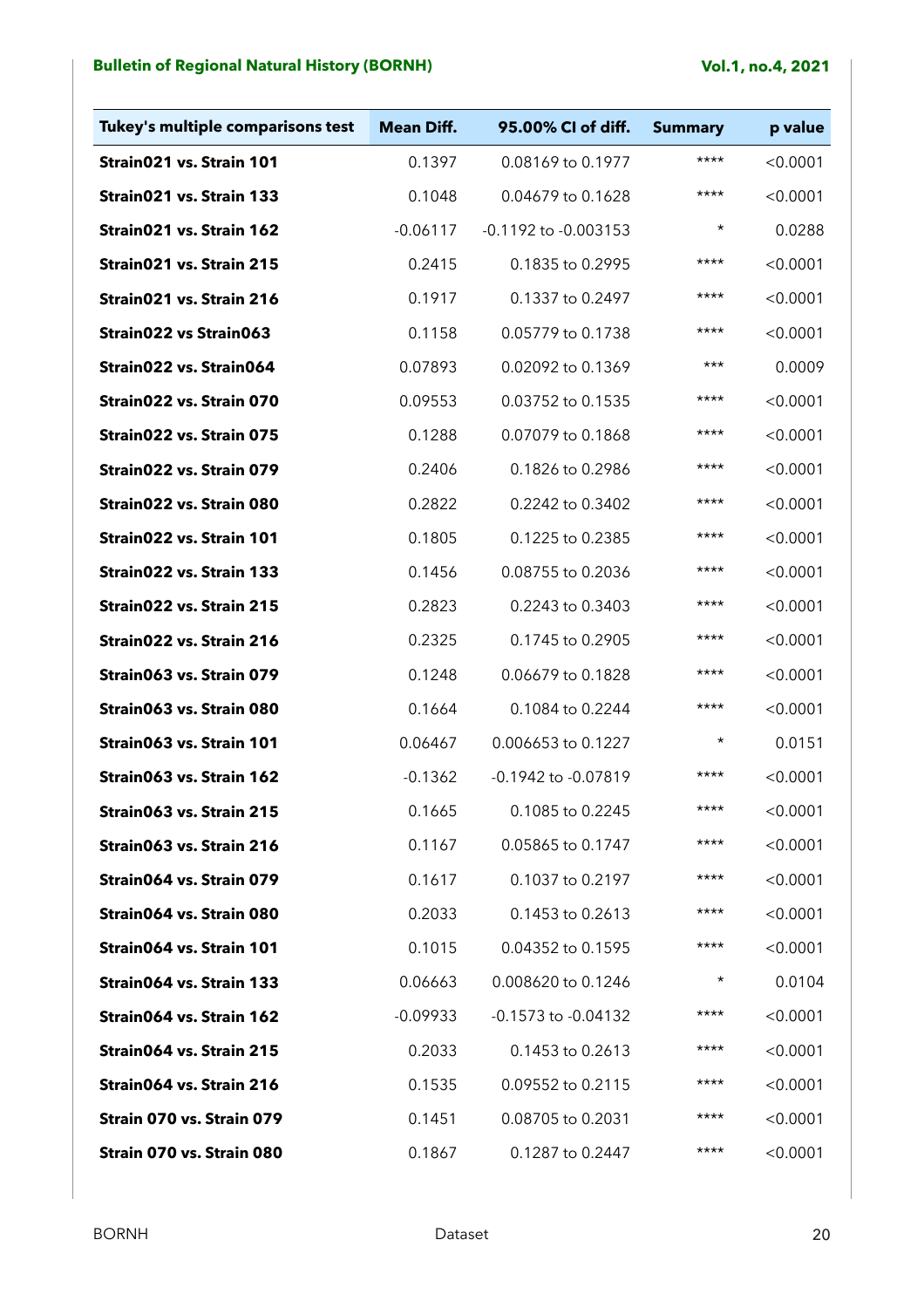| Tukey's multiple comparisons test | Mean Diff. | 95.00% CI of diff. | Summary | p value |
|---|---|---|---|---|
| **Strain021 vs. Strain 101** | 0.1397 | 0.08169 to 0.1977 | **** | <0.0001 |
| **Strain021 vs. Strain 133** | 0.1048 | 0.04679 to 0.1628 | **** | <0.0001 |
| **Strain021 vs. Strain 162** | -0.06117 | -0.1192 to -0.003153 | * | 0.0288 |
| **Strain021 vs. Strain 215** | 0.2415 | 0.1835 to 0.2995 | **** | <0.0001 |
| **Strain021 vs. Strain 216** | 0.1917 | 0.1337 to 0.2497 | **** | <0.0001 |
| **Strain022 vs Strain063** | 0.1158 | 0.05779 to 0.1738 | **** | <0.0001 |
| **Strain022 vs. Strain064** | 0.07893 | 0.02092 to 0.1369 | *** | 0.0009 |
| **Strain022 vs. Strain 070** | 0.09553 | 0.03752 to 0.1535 | **** | <0.0001 |
| **Strain022 vs. Strain 075** | 0.1288 | 0.07079 to 0.1868 | **** | <0.0001 |
| **Strain022 vs. Strain 079** | 0.2406 | 0.1826 to 0.2986 | **** | <0.0001 |
| **Strain022 vs. Strain 080** | 0.2822 | 0.2242 to 0.3402 | **** | <0.0001 |
| **Strain022 vs. Strain 101** | 0.1805 | 0.1225 to 0.2385 | **** | <0.0001 |
| **Strain022 vs. Strain 133** | 0.1456 | 0.08755 to 0.2036 | **** | <0.0001 |
| **Strain022 vs. Strain 215** | 0.2823 | 0.2243 to 0.3403 | **** | <0.0001 |
| **Strain022 vs. Strain 216** | 0.2325 | 0.1745 to 0.2905 | **** | <0.0001 |
| **Strain063 vs. Strain 079** | 0.1248 | 0.06679 to 0.1828 | **** | <0.0001 |
| **Strain063 vs. Strain 080** | 0.1664 | 0.1084 to 0.2244 | **** | <0.0001 |
| **Strain063 vs. Strain 101** | 0.06467 | 0.006653 to 0.1227 | * | 0.0151 |
| **Strain063 vs. Strain 162** | -0.1362 | -0.1942 to -0.07819 | **** | <0.0001 |
| **Strain063 vs. Strain 215** | 0.1665 | 0.1085 to 0.2245 | **** | <0.0001 |
| **Strain063 vs. Strain 216** | 0.1167 | 0.05865 to 0.1747 | **** | <0.0001 |
| **Strain064 vs. Strain 079** | 0.1617 | 0.1037 to 0.2197 | **** | <0.0001 |
| **Strain064 vs. Strain 080** | 0.2033 | 0.1453 to 0.2613 | **** | <0.0001 |
| **Strain064 vs. Strain 101** | 0.1015 | 0.04352 to 0.1595 | **** | <0.0001 |
| **Strain064 vs. Strain 133** | 0.06663 | 0.008620 to 0.1246 | * | 0.0104 |
| **Strain064 vs. Strain 162** | -0.09933 | -0.1573 to -0.04132 | **** | <0.0001 |
| **Strain064 vs. Strain 215** | 0.2033 | 0.1453 to 0.2613 | **** | <0.0001 |
| **Strain064 vs. Strain 216** | 0.1535 | 0.09552 to 0.2115 | **** | <0.0001 |
| **Strain 070 vs. Strain 079** | 0.1451 | 0.08705 to 0.2031 | **** | <0.0001 |
| **Strain 070 vs. Strain 080** | 0.1867 | 0.1287 to 0.2447 | **** | <0.0001 |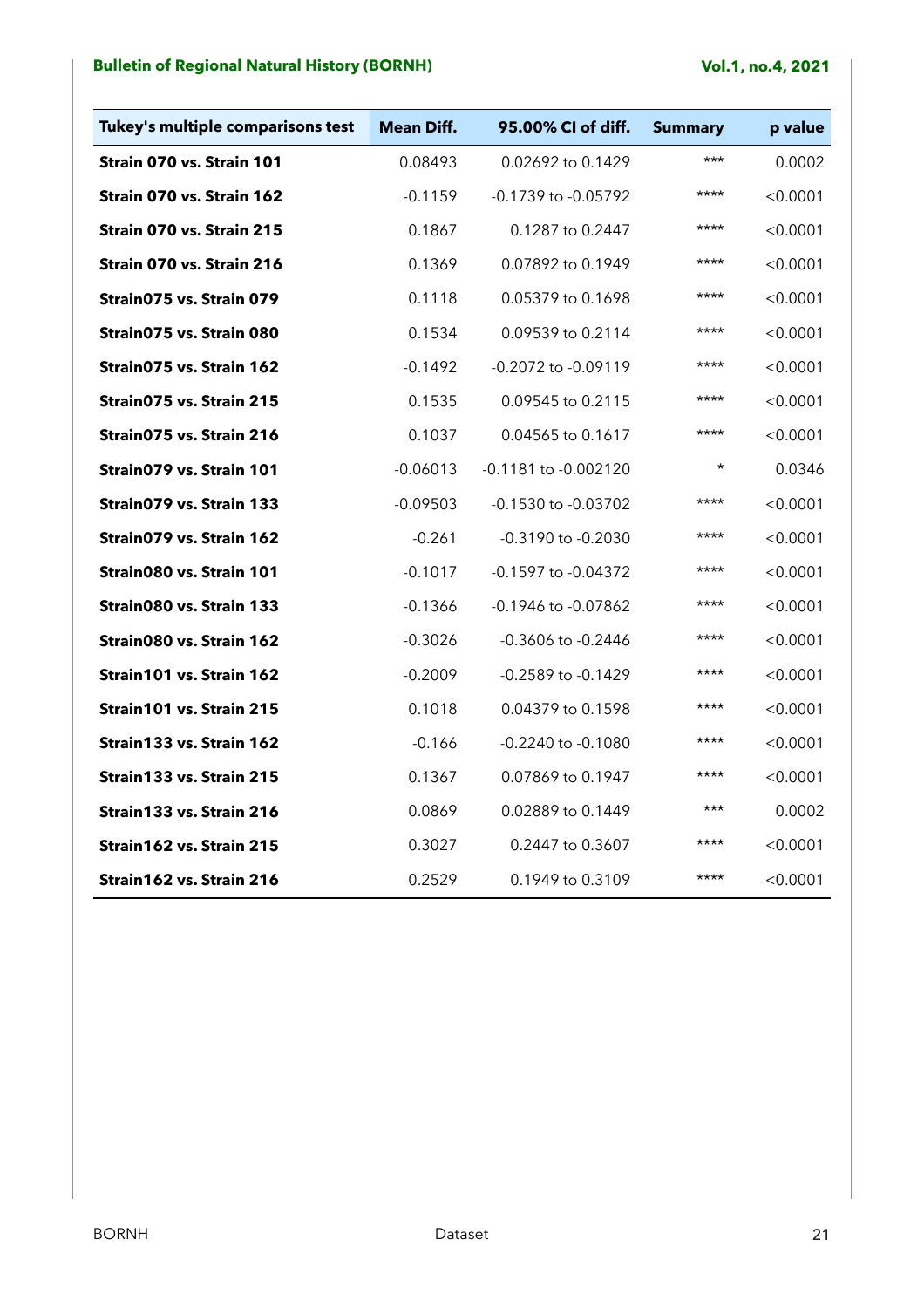| Tukey's multiple comparisons test | Mean Diff. | 95.00% CI of diff. | Summary | p value |
|---|---|---|---|---|
| **Strain 070 vs. Strain 101** | 0.08493 | 0.02692 to 0.1429 | *** | 0.0002 |
| **Strain 070 vs. Strain 162** | -0.1159 | -0.1739 to -0.05792 | **** | <0.0001 |
| **Strain 070 vs. Strain 215** | 0.1867 | 0.1287 to 0.2447 | **** | <0.0001 |
| **Strain 070 vs. Strain 216** | 0.1369 | 0.07892 to 0.1949 | **** | <0.0001 |
| **Strain075 vs. Strain 079** | 0.1118 | 0.05379 to 0.1698 | **** | <0.0001 |
| **Strain075 vs. Strain 080** | 0.1534 | 0.09539 to 0.2114 | **** | <0.0001 |
| **Strain075 vs. Strain 162** | -0.1492 | -0.2072 to -0.09119 | **** | <0.0001 |
| **Strain075 vs. Strain 215** | 0.1535 | 0.09545 to 0.2115 | **** | <0.0001 |
| **Strain075 vs. Strain 216** | 0.1037 | 0.04565 to 0.1617 | **** | <0.0001 |
| **Strain079 vs. Strain 101** | -0.06013 | -0.1181 to -0.002120 | * | 0.0346 |
| **Strain079 vs. Strain 133** | -0.09503 | -0.1530 to -0.03702 | **** | <0.0001 |
| **Strain079 vs. Strain 162** | -0.261 | -0.3190 to -0.2030 | **** | <0.0001 |
| **Strain080 vs. Strain 101** | -0.1017 | -0.1597 to -0.04372 | **** | <0.0001 |
| **Strain080 vs. Strain 133** | -0.1366 | -0.1946 to -0.07862 | **** | <0.0001 |
| **Strain080 vs. Strain 162** | -0.3026 | -0.3606 to -0.2446 | **** | <0.0001 |
| **Strain101 vs. Strain 162** | -0.2009 | -0.2589 to -0.1429 | **** | <0.0001 |
| **Strain101 vs. Strain 215** | 0.1018 | 0.04379 to 0.1598 | **** | <0.0001 |
| **Strain133 vs. Strain 162** | -0.166 | -0.2240 to -0.1080 | **** | <0.0001 |
| **Strain133 vs. Strain 215** | 0.1367 | 0.07869 to 0.1947 | **** | <0.0001 |
| **Strain133 vs. Strain 216** | 0.0869 | 0.02889 to 0.1449 | *** | 0.0002 |
| **Strain162 vs. Strain 215** | 0.3027 | 0.2447 to 0.3607 | **** | <0.0001 |
| **Strain162 vs. Strain 216** | 0.2529 | 0.1949 to 0.3109 | **** | <0.0001 |